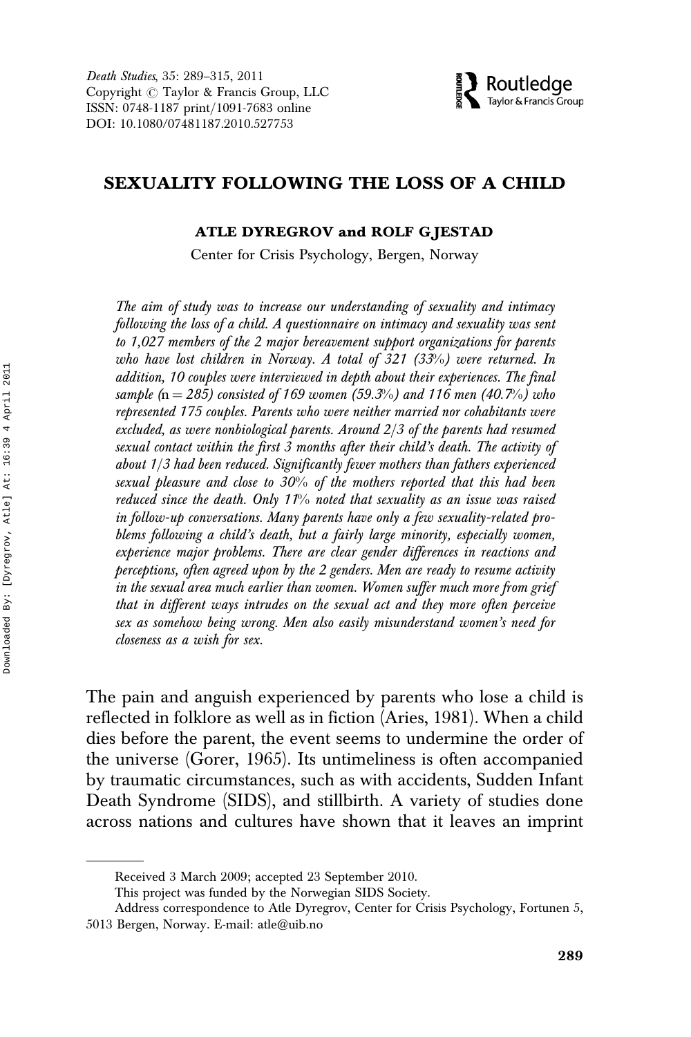# SEXUALITY FOLLOWING THE LOSS OF A CHILD

**ATLE DYREGROV and ROLF GJESTAD**

Center for Crisis Psychology, Bergen, Norway

*The aim of study was to increase our understanding of sexuality and intimacy following the loss of a child. A questionnaire on intimacy and sexuality was sent to 1,027 members of the 2 major bereavement support organizations for parents who have lost children in Norway. A total of 321 (33%) were returned. In addition, 10 couples were interviewed in depth about their experiences. The final sample (n = 285) consisted of 169 women (59.3%) and 116 men (40.7%) who represented 175 couples. Parents who were neither married nor cohabitants were excluded, as were nonbiological parents. Around 2/3 of the parents had resumed sexual contact within the first 3 months after their child's death. The activity of about 1/3 had been reduced. Significantly fewer mothers than fathers experienced sexual pleasure and close to 30% of the mothers reported that this had been reduced since the death. Only 11% noted that sexuality as an issue was raised in follow-up conversations. Many parents have only a few sexuality-related problems following a child's death, but a fairly large minority, especially women, experience major problems. There are clear gender differences in reactions and perceptions, often agreed upon by the 2 genders. Men are ready to resume activity in the sexual area much earlier than women. Women suffer much more from grief that in different ways intrudes on the sexual act and they more often perceive sex as somehow being wrong. Men also easily misunderstand women's need for closeness as a wish for sex.*

The pain and anguish experienced by parents who lose a child is reflected in folklore as well as in fiction (Aries, 1981). When a child dies before the parent, the event seems to undermine the order of the universe (Gorer, 1965). Its untimeliness is often accompanied by traumatic circumstances, such as with accidents, Sudden Infant Death Syndrome (SIDS), and stillbirth. A variety of studies done across nations and cultures have shown that it leaves an imprint

---

Received 3 March 2009; accepted 23 September 2010.

This project was funded by the Norwegian SIDS Society.

Address correspondence to Atle Dyregrov, Center for Crisis Psychology, Fortunen 5, 5013 Bergen, Norway. E-mail: atle@uib.no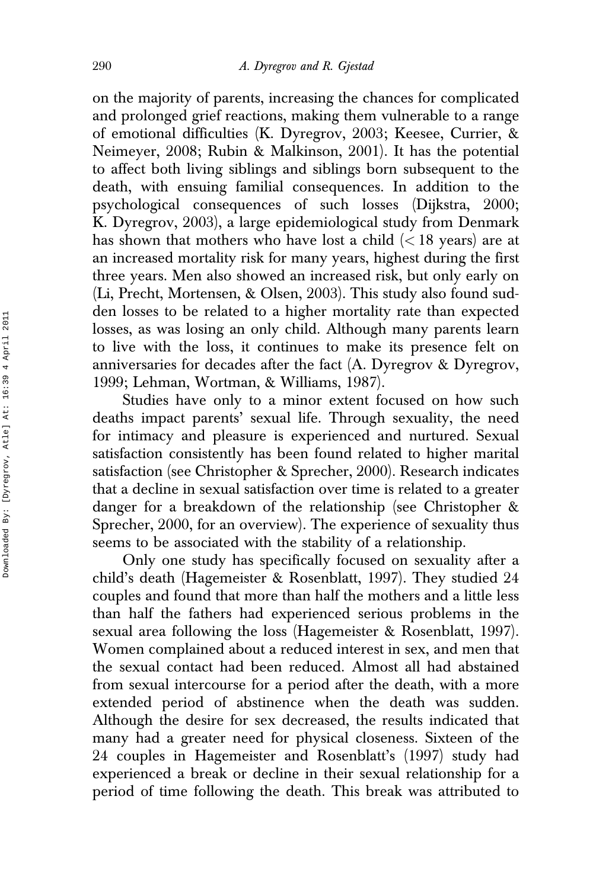on the majority of parents, increasing the chances for complicated and prolonged grief reactions, making them vulnerable to a range of emotional difficulties (K. Dyregrov, 2003; Keesee, Currier, & Neimeyer, 2008; Rubin & Malkinson, 2001). It has the potential to affect both living siblings and siblings born subsequent to the death, with ensuing familial consequences. In addition to the psychological consequences of such losses (Dijkstra, 2000; K. Dyregrov, 2003), a large epidemiological study from Denmark has shown that mothers who have lost a child (< 18 years) are at an increased mortality risk for many years, highest during the first three years. Men also showed an increased risk, but only early on (Li, Precht, Mortensen, & Olsen, 2003). This study also found sudden losses to be related to a higher mortality rate than expected losses, as was losing an only child. Although many parents learn to live with the loss, it continues to make its presence felt on anniversaries for decades after the fact (A. Dyregrov & Dyregrov, 1999; Lehman, Wortman, & Williams, 1987).

Studies have only to a minor extent focused on how such deaths impact parents' sexual life. Through sexuality, the need for intimacy and pleasure is experienced and nurtured. Sexual satisfaction consistently has been found related to higher marital satisfaction (see Christopher & Sprecher, 2000). Research indicates that a decline in sexual satisfaction over time is related to a greater danger for a breakdown of the relationship (see Christopher & Sprecher, 2000, for an overview). The experience of sexuality thus seems to be associated with the stability of a relationship.

Only one study has specifically focused on sexuality after a child's death (Hagemeister & Rosenblatt, 1997). They studied 24 couples and found that more than half the mothers and a little less than half the fathers had experienced serious problems in the sexual area following the loss (Hagemeister & Rosenblatt, 1997). Women complained about a reduced interest in sex, and men that the sexual contact had been reduced. Almost all had abstained from sexual intercourse for a period after the death, with a more extended period of abstinence when the death was sudden. Although the desire for sex decreased, the results indicated that many had a greater need for physical closeness. Sixteen of the 24 couples in Hagemeister and Rosenblatt's (1997) study had experienced a break or decline in their sexual relationship for a period of time following the death. This break was attributed to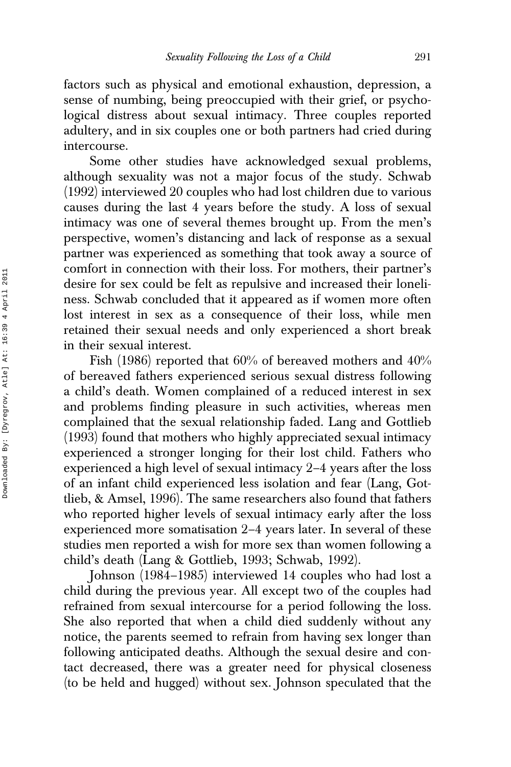factors such as physical and emotional exhaustion, depression, a sense of numbing, being preoccupied with their grief, or psychological distress about sexual intimacy. Three couples reported adultery, and in six couples one or both partners had cried during intercourse.

Some other studies have acknowledged sexual problems, although sexuality was not a major focus of the study. Schwab (1992) interviewed 20 couples who had lost children due to various causes during the last 4 years before the study. A loss of sexual intimacy was one of several themes brought up. From the men's perspective, women's distancing and lack of response as a sexual partner was experienced as something that took away a source of comfort in connection with their loss. For mothers, their partner's desire for sex could be felt as repulsive and increased their loneliness. Schwab concluded that it appeared as if women more often lost interest in sex as a consequence of their loss, while men retained their sexual needs and only experienced a short break in their sexual interest.

Fish (1986) reported that 60% of bereaved mothers and 40% of bereaved fathers experienced serious sexual distress following a child's death. Women complained of a reduced interest in sex and problems finding pleasure in such activities, whereas men complained that the sexual relationship faded. Lang and Gottlieb (1993) found that mothers who highly appreciated sexual intimacy experienced a stronger longing for their lost child. Fathers who experienced a high level of sexual intimacy 2–4 years after the loss of an infant child experienced less isolation and fear (Lang, Gottlieb, & Amsel, 1996). The same researchers also found that fathers who reported higher levels of sexual intimacy early after the loss experienced more somatisation 2–4 years later. In several of these studies men reported a wish for more sex than women following a child's death (Lang & Gottlieb, 1993; Schwab, 1992).

Johnson (1984–1985) interviewed 14 couples who had lost a child during the previous year. All except two of the couples had refrained from sexual intercourse for a period following the loss. She also reported that when a child died suddenly without any notice, the parents seemed to refrain from having sex longer than following anticipated deaths. Although the sexual desire and contact decreased, there was a greater need for physical closeness (to be held and hugged) without sex. Johnson speculated that the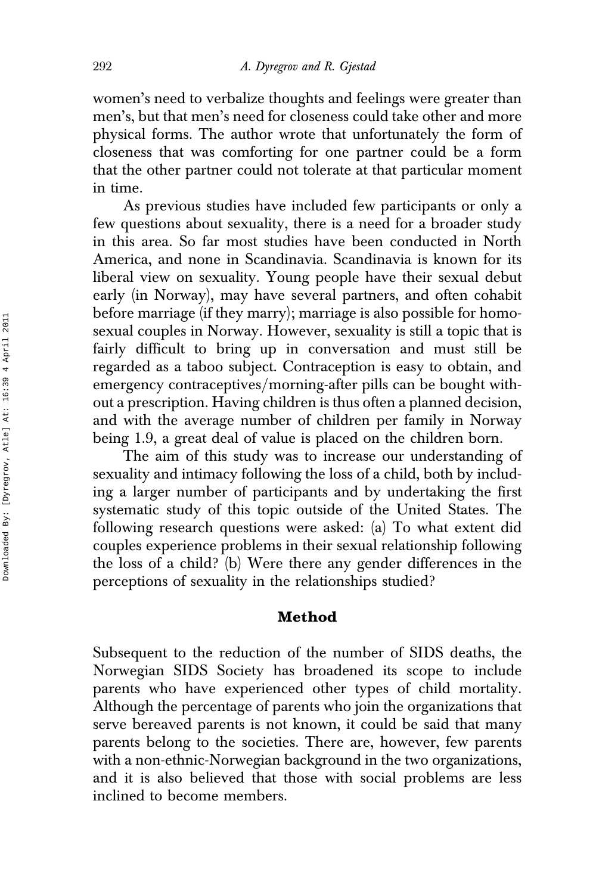women's need to verbalize thoughts and feelings were greater than men's, but that men's need for closeness could take other and more physical forms. The author wrote that unfortunately the form of closeness that was comforting for one partner could be a form that the other partner could not tolerate at that particular moment in time.

As previous studies have included few participants or only a few questions about sexuality, there is a need for a broader study in this area. So far most studies have been conducted in North America, and none in Scandinavia. Scandinavia is known for its liberal view on sexuality. Young people have their sexual debut early (in Norway), may have several partners, and often cohabit before marriage (if they marry); marriage is also possible for homosexual couples in Norway. However, sexuality is still a topic that is fairly difficult to bring up in conversation and must still be regarded as a taboo subject. Contraception is easy to obtain, and emergency contraceptives/morning-after pills can be bought without a prescription. Having children is thus often a planned decision, and with the average number of children per family in Norway being 1.9, a great deal of value is placed on the children born.

The aim of this study was to increase our understanding of sexuality and intimacy following the loss of a child, both by including a larger number of participants and by undertaking the first systematic study of this topic outside of the United States. The following research questions were asked: (a) To what extent did couples experience problems in their sexual relationship following the loss of a child? (b) Were there any gender differences in the perceptions of sexuality in the relationships studied?

## Method

Subsequent to the reduction of the number of SIDS deaths, the Norwegian SIDS Society has broadened its scope to include parents who have experienced other types of child mortality. Although the percentage of parents who join the organizations that serve bereaved parents is not known, it could be said that many parents belong to the societies. There are, however, few parents with a non-ethnic-Norwegian background in the two organizations, and it is also believed that those with social problems are less inclined to become members.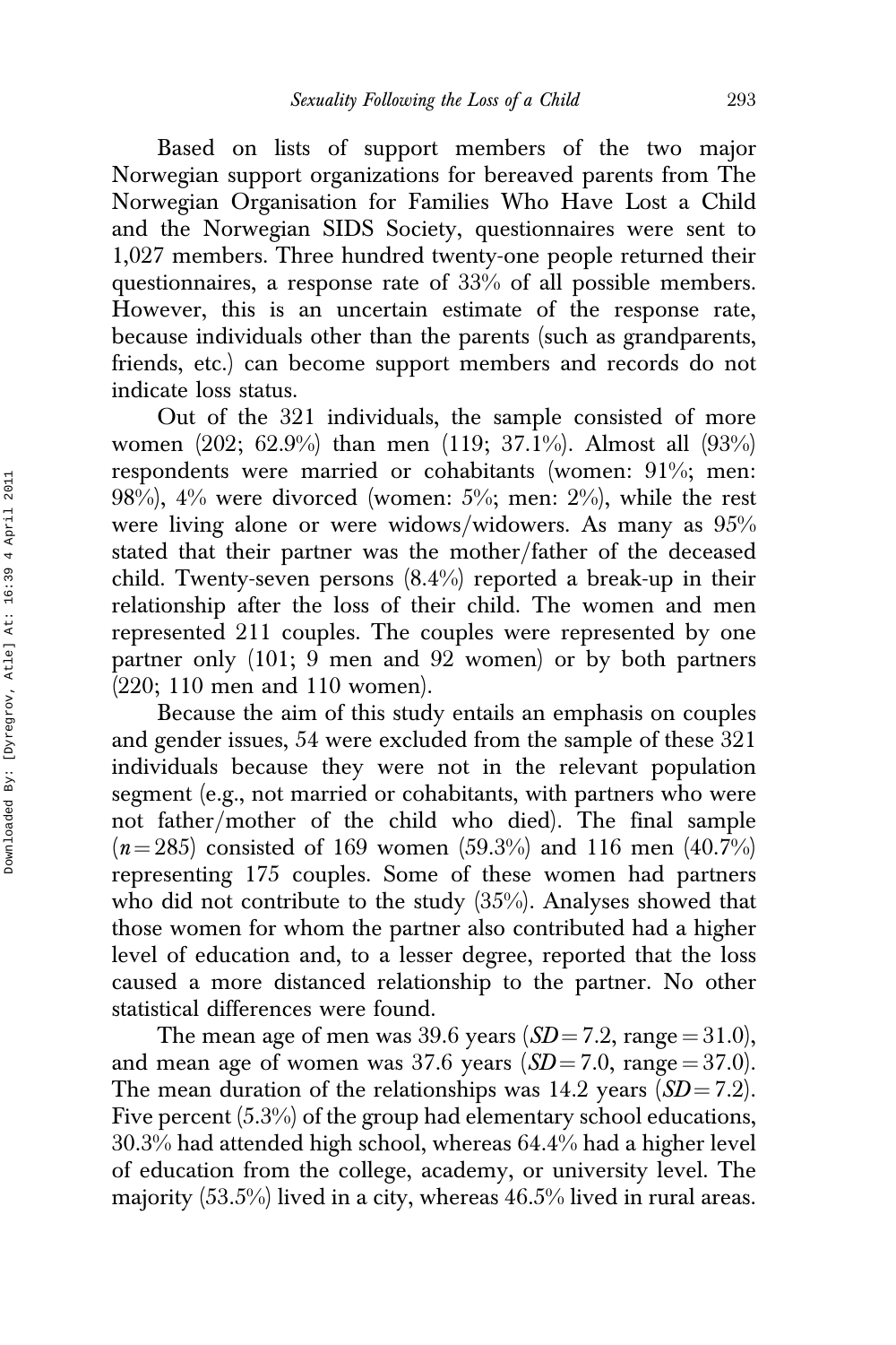Based on lists of support members of the two major Norwegian support organizations for bereaved parents from The Norwegian Organisation for Families Who Have Lost a Child and the Norwegian SIDS Society, questionnaires were sent to 1,027 members. Three hundred twenty-one people returned their questionnaires, a response rate of 33% of all possible members. However, this is an uncertain estimate of the response rate, because individuals other than the parents (such as grandparents, friends, etc.) can become support members and records do not indicate loss status.

Out of the 321 individuals, the sample consisted of more women (202; 62.9%) than men (119; 37.1%). Almost all (93%) respondents were married or cohabitants (women: 91%; men: 98%), 4% were divorced (women: 5%; men: 2%), while the rest were living alone or were widows/widowers. As many as 95% stated that their partner was the mother/father of the deceased child. Twenty-seven persons (8.4%) reported a break-up in their relationship after the loss of their child. The women and men represented 211 couples. The couples were represented by one partner only (101; 9 men and 92 women) or by both partners (220; 110 men and 110 women).

Because the aim of this study entails an emphasis on couples and gender issues, 54 were excluded from the sample of these 321 individuals because they were not in the relevant population segment (e.g., not married or cohabitants, with partners who were not father/mother of the child who died). The final sample ($n = 285$) consisted of 169 women (59.3%) and 116 men (40.7%) representing 175 couples. Some of these women had partners who did not contribute to the study (35%). Analyses showed that those women for whom the partner also contributed had a higher level of education and, to a lesser degree, reported that the loss caused a more distanced relationship to the partner. No other statistical differences were found.

The mean age of men was 39.6 years ($SD = 7.2$, range $= 31.0$), and mean age of women was 37.6 years ($SD = 7.0$, range $= 37.0$). The mean duration of the relationships was 14.2 years ($SD = 7.2$). Five percent (5.3%) of the group had elementary school educations, 30.3% had attended high school, whereas 64.4% had a higher level of education from the college, academy, or university level. The majority (53.5%) lived in a city, whereas 46.5% lived in rural areas.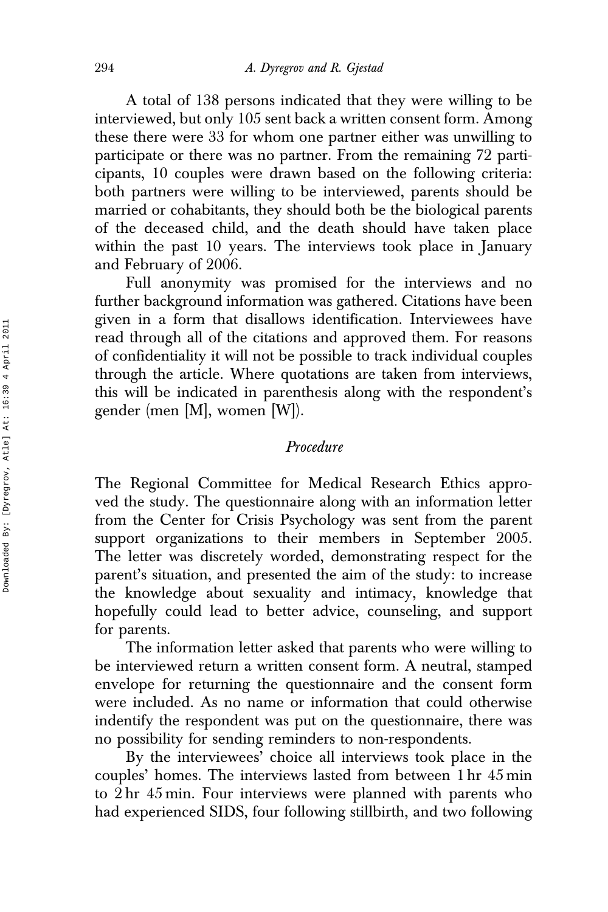A total of 138 persons indicated that they were willing to be interviewed, but only 105 sent back a written consent form. Among these there were 33 for whom one partner either was unwilling to participate or there was no partner. From the remaining 72 participants, 10 couples were drawn based on the following criteria: both partners were willing to be interviewed, parents should be married or cohabitants, they should both be the biological parents of the deceased child, and the death should have taken place within the past 10 years. The interviews took place in January and February of 2006.

Full anonymity was promised for the interviews and no further background information was gathered. Citations have been given in a form that disallows identification. Interviewees have read through all of the citations and approved them. For reasons of confidentiality it will not be possible to track individual couples through the article. Where quotations are taken from interviews, this will be indicated in parenthesis along with the respondent's gender (men [M], women [W]).

### *Procedure*

The Regional Committee for Medical Research Ethics approved the study. The questionnaire along with an information letter from the Center for Crisis Psychology was sent from the parent support organizations to their members in September 2005. The letter was discretely worded, demonstrating respect for the parent's situation, and presented the aim of the study: to increase the knowledge about sexuality and intimacy, knowledge that hopefully could lead to better advice, counseling, and support for parents.

The information letter asked that parents who were willing to be interviewed return a written consent form. A neutral, stamped envelope for returning the questionnaire and the consent form were included. As no name or information that could otherwise indentify the respondent was put on the questionnaire, there was no possibility for sending reminders to non-respondents.

By the interviewees' choice all interviews took place in the couples' homes. The interviews lasted from between 1 hr 45 min to 2 hr 45 min. Four interviews were planned with parents who had experienced SIDS, four following stillbirth, and two following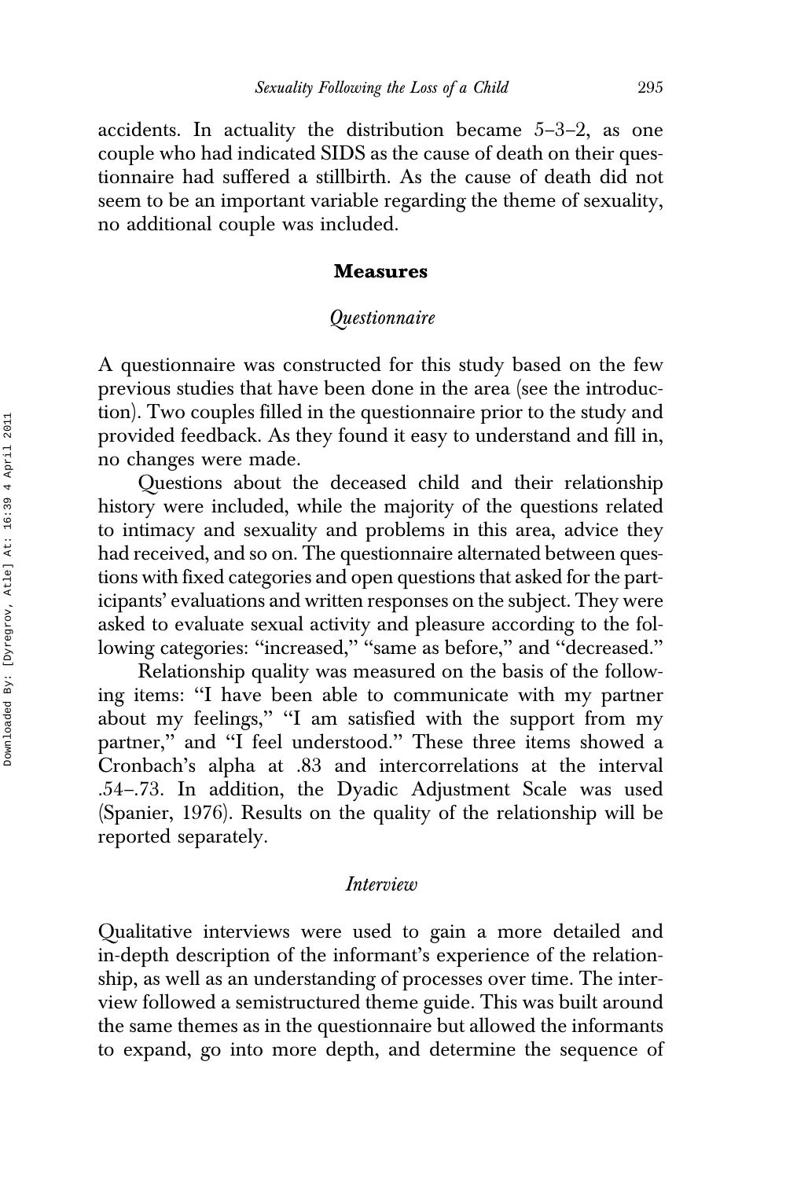accidents. In actuality the distribution became 5–3–2, as one couple who had indicated SIDS as the cause of death on their questionnaire had suffered a stillbirth. As the cause of death did not seem to be an important variable regarding the theme of sexuality, no additional couple was included.

## Measures

### *Questionnaire*

A questionnaire was constructed for this study based on the few previous studies that have been done in the area (see the introduction). Two couples filled in the questionnaire prior to the study and provided feedback. As they found it easy to understand and fill in, no changes were made.

Questions about the deceased child and their relationship history were included, while the majority of the questions related to intimacy and sexuality and problems in this area, advice they had received, and so on. The questionnaire alternated between questions with fixed categories and open questions that asked for the participants' evaluations and written responses on the subject. They were asked to evaluate sexual activity and pleasure according to the following categories: "increased," "same as before," and "decreased."

Relationship quality was measured on the basis of the following items: "I have been able to communicate with my partner about my feelings," "I am satisfied with the support from my partner," and "I feel understood." These three items showed a Cronbach's alpha at .83 and intercorrelations at the interval .54–.73. In addition, the Dyadic Adjustment Scale was used (Spanier, 1976). Results on the quality of the relationship will be reported separately.

### *Interview*

Qualitative interviews were used to gain a more detailed and in-depth description of the informant's experience of the relationship, as well as an understanding of processes over time. The interview followed a semistructured theme guide. This was built around the same themes as in the questionnaire but allowed the informants to expand, go into more depth, and determine the sequence of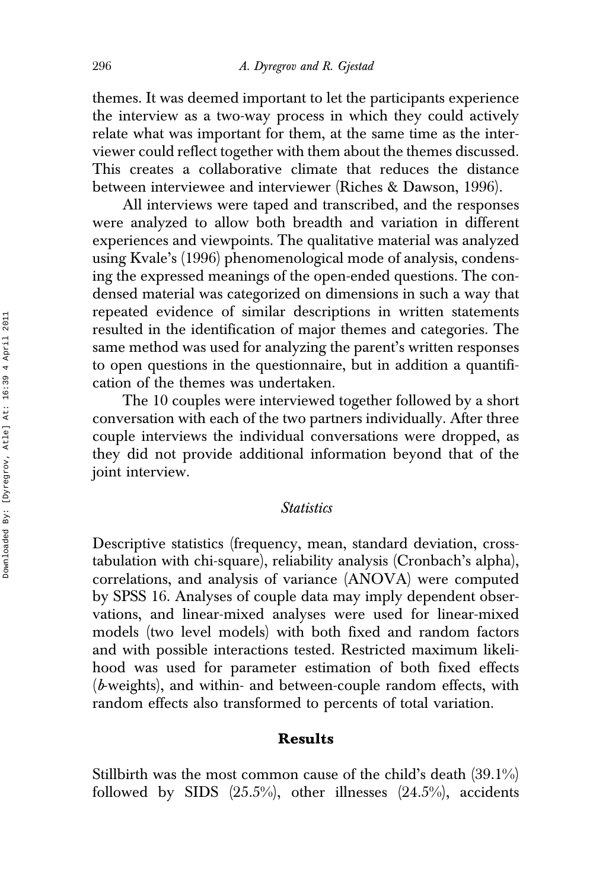themes. It was deemed important to let the participants experience the interview as a two-way process in which they could actively relate what was important for them, at the same time as the interviewer could reflect together with them about the themes discussed. This creates a collaborative climate that reduces the distance between interviewee and interviewer (Riches & Dawson, 1996).

All interviews were taped and transcribed, and the responses were analyzed to allow both breadth and variation in different experiences and viewpoints. The qualitative material was analyzed using Kvale's (1996) phenomenological mode of analysis, condensing the expressed meanings of the open-ended questions. The condensed material was categorized on dimensions in such a way that repeated evidence of similar descriptions in written statements resulted in the identification of major themes and categories. The same method was used for analyzing the parent's written responses to open questions in the questionnaire, but in addition a quantification of the themes was undertaken.

The 10 couples were interviewed together followed by a short conversation with each of the two partners individually. After three couple interviews the individual conversations were dropped, as they did not provide additional information beyond that of the joint interview.

### *Statistics*

Descriptive statistics (frequency, mean, standard deviation, cross-tabulation with chi-square), reliability analysis (Cronbach's alpha), correlations, and analysis of variance (ANOVA) were computed by SPSS 16. Analyses of couple data may imply dependent observations, and linear-mixed analyses were used for linear-mixed models (two level models) with both fixed and random factors and with possible interactions tested. Restricted maximum likelihood was used for parameter estimation of both fixed effects (*b*-weights), and within- and between-couple random effects, with random effects also transformed to percents of total variation.

## Results

Stillbirth was the most common cause of the child's death (39.1%) followed by SIDS (25.5%), other illnesses (24.5%), accidents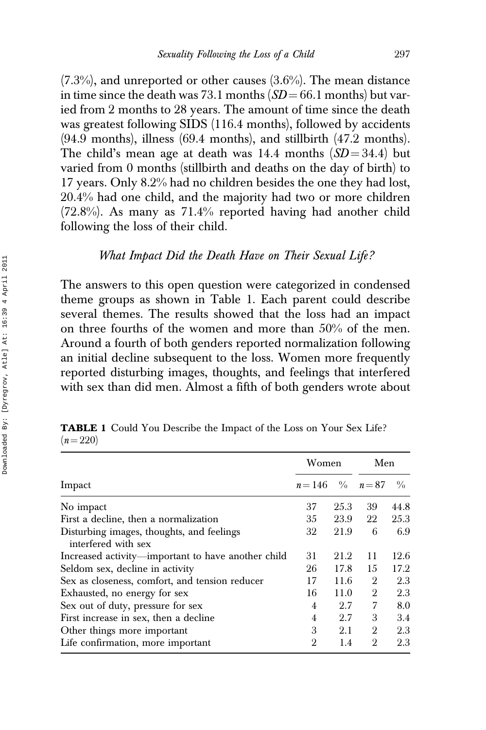(7.3%), and unreported or other causes (3.6%). The mean distance in time since the death was 73.1 months ($SD = 66.1$ months) but varied from 2 months to 28 years. The amount of time since the death was greatest following SIDS (116.4 months), followed by accidents (94.9 months), illness (69.4 months), and stillbirth (47.2 months). The child's mean age at death was 14.4 months ($SD = 34.4$) but varied from 0 months (stillbirth and deaths on the day of birth) to 17 years. Only 8.2% had no children besides the one they had lost, 20.4% had one child, and the majority had two or more children (72.8%). As many as 71.4% reported having had another child following the loss of their child.

### *What Impact Did the Death Have on Their Sexual Life?*

The answers to this open question were categorized in condensed theme groups as shown in Table 1. Each parent could describe several themes. The results showed that the loss had an impact on three fourths of the women and more than 50% of the men. Around a fourth of both genders reported normalization following an initial decline subsequent to the loss. Women more frequently reported disturbing images, thoughts, and feelings that interfered with sex than did men. Almost a fifth of both genders wrote about

**TABLE 1** Could You Describe the Impact of the Loss on Your Sex Life? ($n = 220$)

| | Women | | Men | |
|---|---|---|---|---|
| Impact | $n = 146$ | % | $n = 87$ | % |
| No impact | 37 | 25.3 | 39 | 44.8 |
| First a decline, then a normalization | 35 | 23.9 | 22 | 25.3 |
| Disturbing images, thoughts, and feelings interfered with sex | 32 | 21.9 | 6 | 6.9 |
| Increased activity—important to have another child | 31 | 21.2 | 11 | 12.6 |
| Seldom sex, decline in activity | 26 | 17.8 | 15 | 17.2 |
| Sex as closeness, comfort, and tension reducer | 17 | 11.6 | 2 | 2.3 |
| Exhausted, no energy for sex | 16 | 11.0 | 2 | 2.3 |
| Sex out of duty, pressure for sex | 4 | 2.7 | 7 | 8.0 |
| First increase in sex, then a decline | 4 | 2.7 | 3 | 3.4 |
| Other things more important | 3 | 2.1 | 2 | 2.3 |
| Life confirmation, more important | 2 | 1.4 | 2 | 2.3 |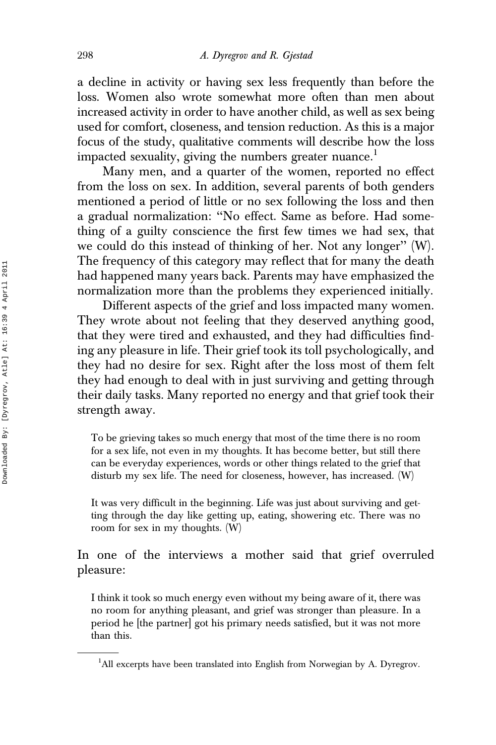a decline in activity or having sex less frequently than before the loss. Women also wrote somewhat more often than men about increased activity in order to have another child, as well as sex being used for comfort, closeness, and tension reduction. As this is a major focus of the study, qualitative comments will describe how the loss impacted sexuality, giving the numbers greater nuance.[1]

Many men, and a quarter of the women, reported no effect from the loss on sex. In addition, several parents of both genders mentioned a period of little or no sex following the loss and then a gradual normalization: "No effect. Same as before. Had something of a guilty conscience the first few times we had sex, that we could do this instead of thinking of her. Not any longer" (W). The frequency of this category may reflect that for many the death had happened many years back. Parents may have emphasized the normalization more than the problems they experienced initially.

Different aspects of the grief and loss impacted many women. They wrote about not feeling that they deserved anything good, that they were tired and exhausted, and they had difficulties finding any pleasure in life. Their grief took its toll psychologically, and they had no desire for sex. Right after the loss most of them felt they had enough to deal with in just surviving and getting through their daily tasks. Many reported no energy and that grief took their strength away.

> To be grieving takes so much energy that most of the time there is no room for a sex life, not even in my thoughts. It has become better, but still there can be everyday experiences, words or other things related to the grief that disturb my sex life. The need for closeness, however, has increased. (W)

> It was very difficult in the beginning. Life was just about surviving and getting through the day like getting up, eating, showering etc. There was no room for sex in my thoughts. (W)

In one of the interviews a mother said that grief overruled pleasure:

> I think it took so much energy even without my being aware of it, there was no room for anything pleasant, and grief was stronger than pleasure. In a period he [the partner] got his primary needs satisfied, but it was not more than this.

[1] All excerpts have been translated into English from Norwegian by A. Dyregrov.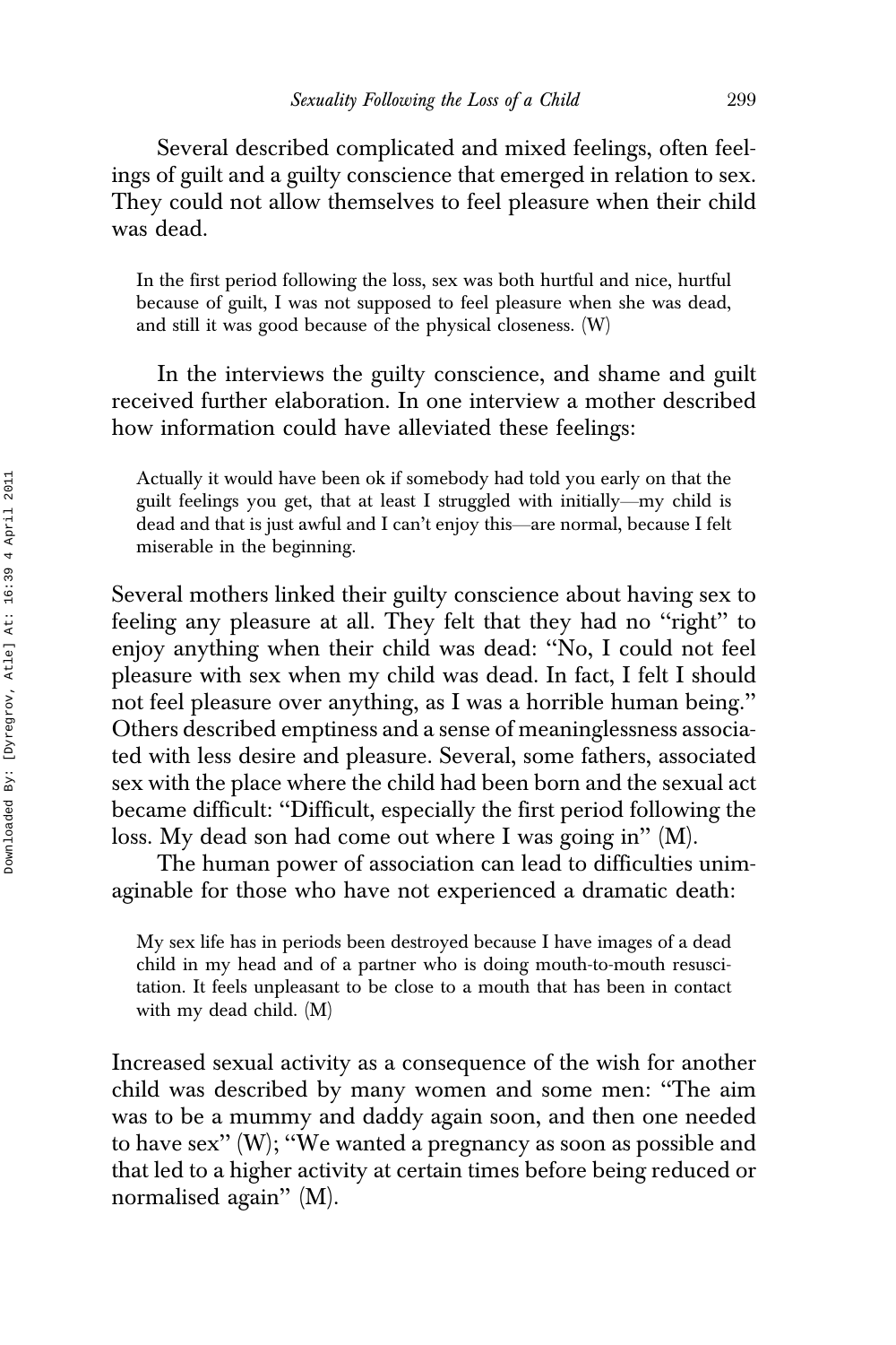Several described complicated and mixed feelings, often feelings of guilt and a guilty conscience that emerged in relation to sex. They could not allow themselves to feel pleasure when their child was dead.

> In the first period following the loss, sex was both hurtful and nice, hurtful because of guilt, I was not supposed to feel pleasure when she was dead, and still it was good because of the physical closeness. (W)

In the interviews the guilty conscience, and shame and guilt received further elaboration. In one interview a mother described how information could have alleviated these feelings:

> Actually it would have been ok if somebody had told you early on that the guilt feelings you get, that at least I struggled with initially—my child is dead and that is just awful and I can't enjoy this—are normal, because I felt miserable in the beginning.

Several mothers linked their guilty conscience about having sex to feeling any pleasure at all. They felt that they had no "right" to enjoy anything when their child was dead: "No, I could not feel pleasure with sex when my child was dead. In fact, I felt I should not feel pleasure over anything, as I was a horrible human being." Others described emptiness and a sense of meaninglessness associated with less desire and pleasure. Several, some fathers, associated sex with the place where the child had been born and the sexual act became difficult: "Difficult, especially the first period following the loss. My dead son had come out where I was going in" (M).

The human power of association can lead to difficulties unimaginable for those who have not experienced a dramatic death:

> My sex life has in periods been destroyed because I have images of a dead child in my head and of a partner who is doing mouth-to-mouth resuscitation. It feels unpleasant to be close to a mouth that has been in contact with my dead child. (M)

Increased sexual activity as a consequence of the wish for another child was described by many women and some men: "The aim was to be a mummy and daddy again soon, and then one needed to have sex" (W); "We wanted a pregnancy as soon as possible and that led to a higher activity at certain times before being reduced or normalised again" (M).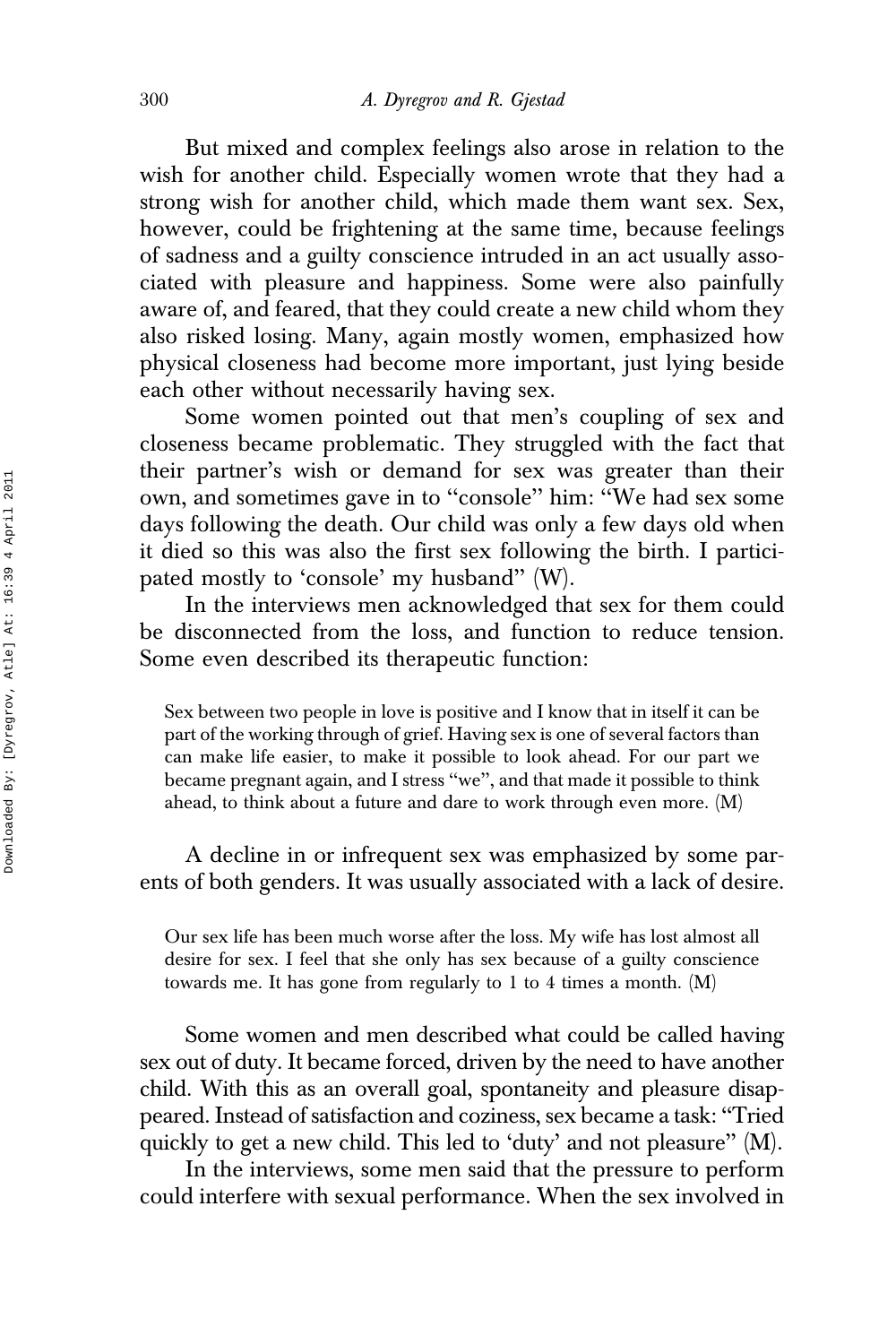But mixed and complex feelings also arose in relation to the wish for another child. Especially women wrote that they had a strong wish for another child, which made them want sex. Sex, however, could be frightening at the same time, because feelings of sadness and a guilty conscience intruded in an act usually associated with pleasure and happiness. Some were also painfully aware of, and feared, that they could create a new child whom they also risked losing. Many, again mostly women, emphasized how physical closeness had become more important, just lying beside each other without necessarily having sex.

Some women pointed out that men's coupling of sex and closeness became problematic. They struggled with the fact that their partner's wish or demand for sex was greater than their own, and sometimes gave in to "console" him: "We had sex some days following the death. Our child was only a few days old when it died so this was also the first sex following the birth. I participated mostly to 'console' my husband" (W).

In the interviews men acknowledged that sex for them could be disconnected from the loss, and function to reduce tension. Some even described its therapeutic function:

> Sex between two people in love is positive and I know that in itself it can be part of the working through of grief. Having sex is one of several factors than can make life easier, to make it possible to look ahead. For our part we became pregnant again, and I stress "we", and that made it possible to think ahead, to think about a future and dare to work through even more. (M)

A decline in or infrequent sex was emphasized by some parents of both genders. It was usually associated with a lack of desire.

> Our sex life has been much worse after the loss. My wife has lost almost all desire for sex. I feel that she only has sex because of a guilty conscience towards me. It has gone from regularly to 1 to 4 times a month. (M)

Some women and men described what could be called having sex out of duty. It became forced, driven by the need to have another child. With this as an overall goal, spontaneity and pleasure disappeared. Instead of satisfaction and coziness, sex became a task: "Tried quickly to get a new child. This led to 'duty' and not pleasure" (M).

In the interviews, some men said that the pressure to perform could interfere with sexual performance. When the sex involved in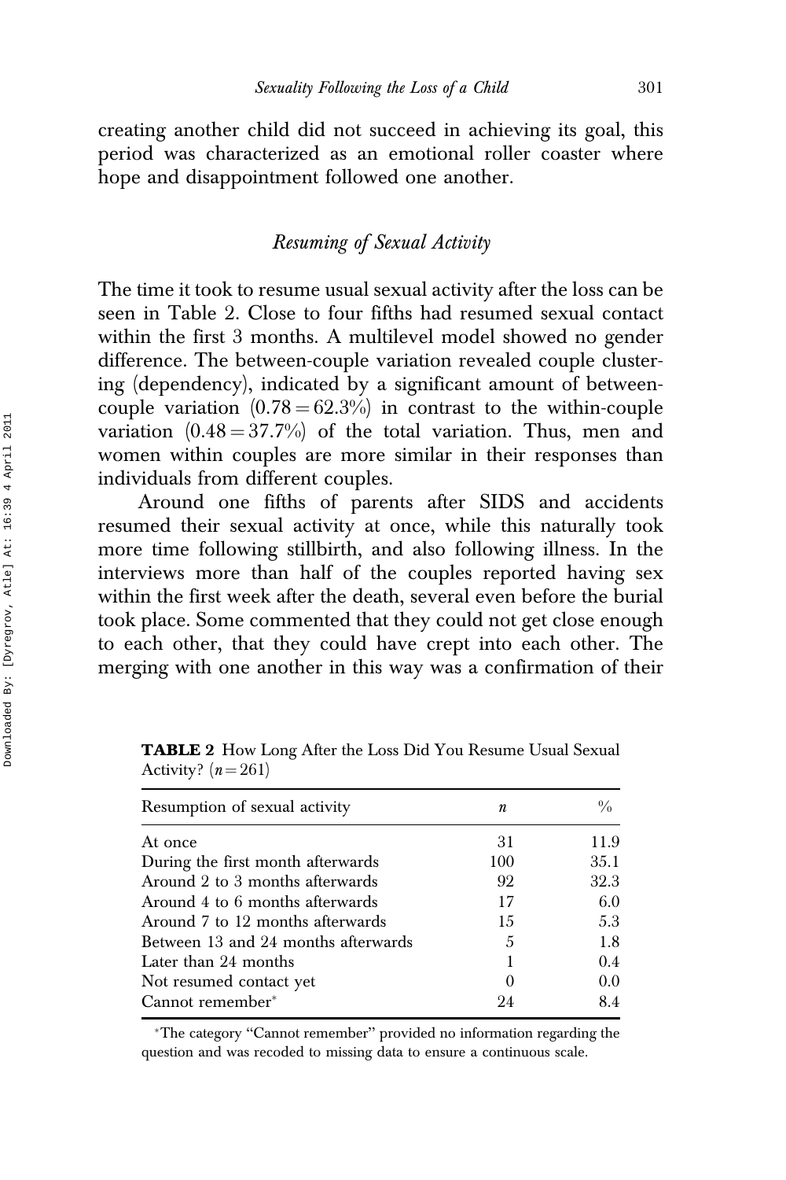creating another child did not succeed in achieving its goal, this period was characterized as an emotional roller coaster where hope and disappointment followed one another.

### *Resuming of Sexual Activity*

The time it took to resume usual sexual activity after the loss can be seen in Table 2. Close to four fifths had resumed sexual contact within the first 3 months. A multilevel model showed no gender difference. The between-couple variation revealed couple clustering (dependency), indicated by a significant amount of between-couple variation $(0.78 = 62.3\%)$ in contrast to the within-couple variation $(0.48 = 37.7\%)$ of the total variation. Thus, men and women within couples are more similar in their responses than individuals from different couples.

Around one fifths of parents after SIDS and accidents resumed their sexual activity at once, while this naturally took more time following stillbirth, and also following illness. In the interviews more than half of the couples reported having sex within the first week after the death, several even before the burial took place. Some commented that they could not get close enough to each other, that they could have crept into each other. The merging with one another in this way was a confirmation of their

**TABLE 2** How Long After the Loss Did You Resume Usual Sexual Activity? $(n = 261)$

| Resumption of sexual activity | $n$ | % |
|---|---|---|
| At once | 31 | 11.9 |
| During the first month afterwards | 100 | 35.1 |
| Around 2 to 3 months afterwards | 92 | 32.3 |
| Around 4 to 6 months afterwards | 17 | 6.0 |
| Around 7 to 12 months afterwards | 15 | 5.3 |
| Between 13 and 24 months afterwards | 5 | 1.8 |
| Later than 24 months | 1 | 0.4 |
| Not resumed contact yet | 0 | 0.0 |
| Cannot remember* | 24 | 8.4 |

*The category "Cannot remember" provided no information regarding the question and was recoded to missing data to ensure a continuous scale.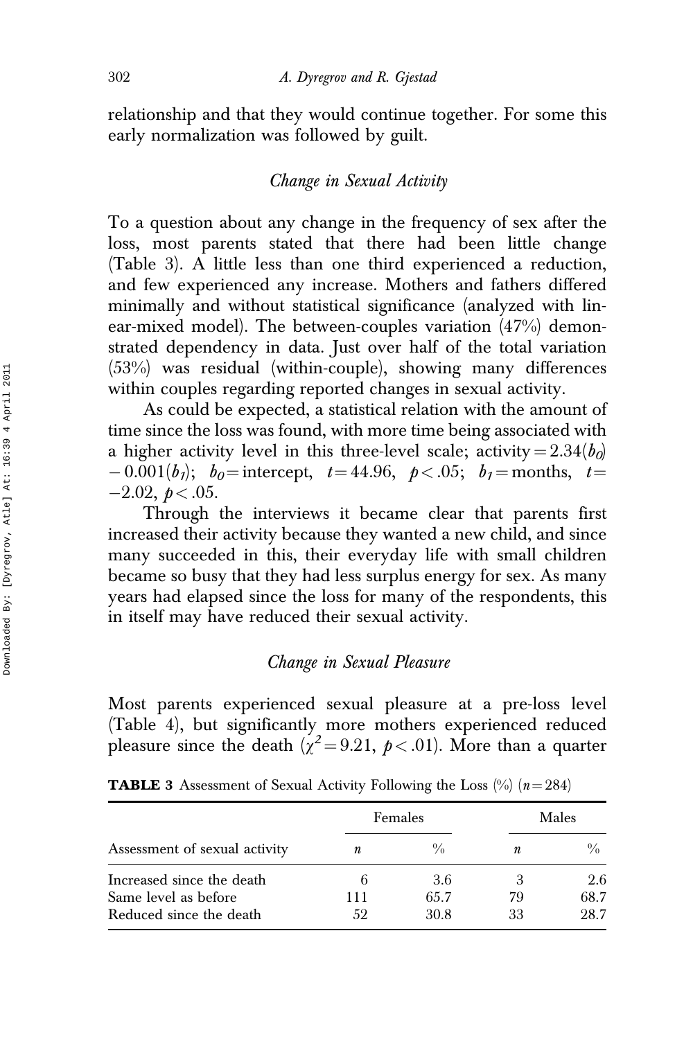relationship and that they would continue together. For some this early normalization was followed by guilt.

### *Change in Sexual Activity*

To a question about any change in the frequency of sex after the loss, most parents stated that there had been little change (Table 3). A little less than one third experienced a reduction, and few experienced any increase. Mothers and fathers differed minimally and without statistical significance (analyzed with linear-mixed model). The between-couples variation (47%) demonstrated dependency in data. Just over half of the total variation (53%) was residual (within-couple), showing many differences within couples regarding reported changes in sexual activity.

As could be expected, a statistical relation with the amount of time since the loss was found, with more time being associated with a higher activity level in this three-level scale; activity $= 2.34(b_0) - 0.001(b_1)$; $b_0 =$ intercept, $t = 44.96$, $p < .05$; $b_1 =$ months, $t = -2.02$, $p < .05$.

Through the interviews it became clear that parents first increased their activity because they wanted a new child, and since many succeeded in this, their everyday life with small children became so busy that they had less surplus energy for sex. As many years had elapsed since the loss for many of the respondents, this in itself may have reduced their sexual activity.

### *Change in Sexual Pleasure*

Most parents experienced sexual pleasure at a pre-loss level (Table 4), but significantly more mothers experienced reduced pleasure since the death ($\chi^2 = 9.21$, $p < .01$). More than a quarter

**TABLE 3** Assessment of Sexual Activity Following the Loss (%) ($n = 284$)

| | Females | | Males | |
|---|---|---|---|---|
| Assessment of sexual activity | $n$ | % | $n$ | % |
| Increased since the death | 6 | 3.6 | 3 | 2.6 |
| Same level as before | 111 | 65.7 | 79 | 68.7 |
| Reduced since the death | 52 | 30.8 | 33 | 28.7 |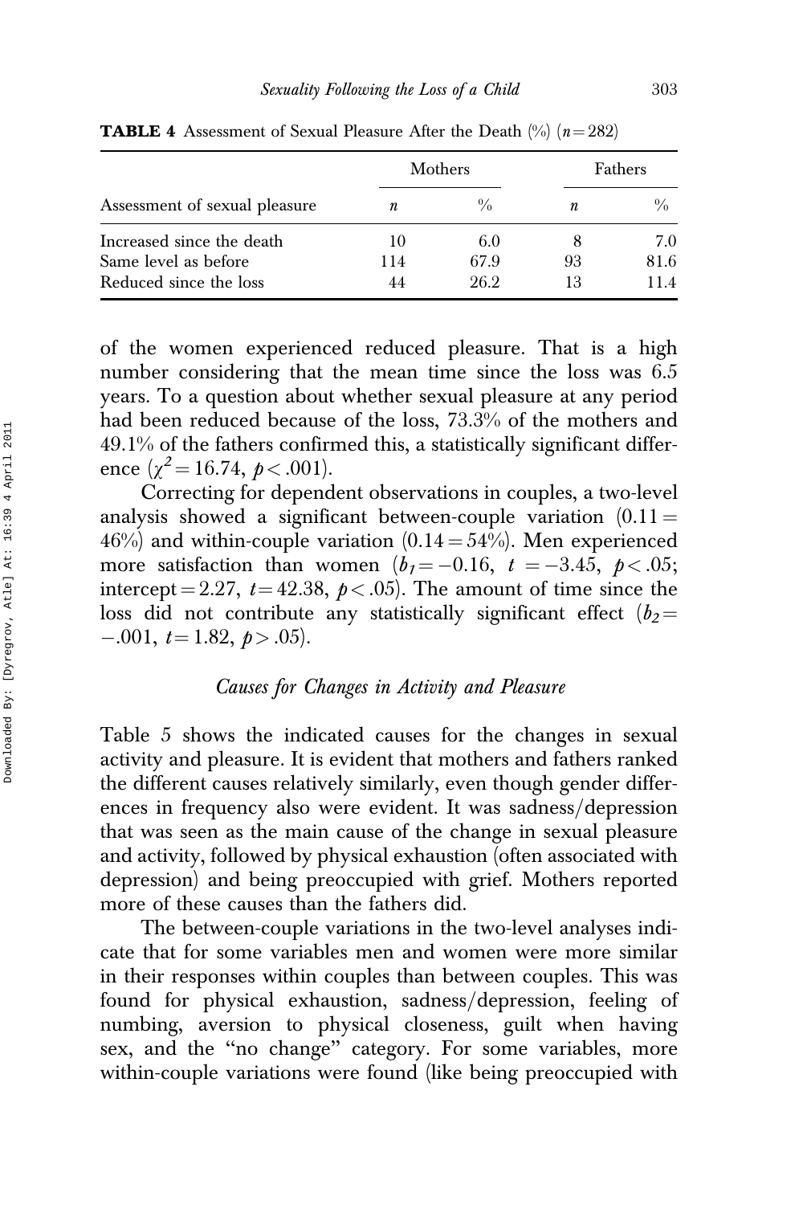**TABLE 4** Assessment of Sexual Pleasure After the Death (%) ($n = 282$)

| Assessment of sexual pleasure | Mothers | | Fathers | |
|---|---|---|---|---|
| | $n$ | % | $n$ | % |
| Increased since the death | 10 | 6.0 | 8 | 7.0 |
| Same level as before | 114 | 67.9 | 93 | 81.6 |
| Reduced since the loss | 44 | 26.2 | 13 | 11.4 |

of the women experienced reduced pleasure. That is a high number considering that the mean time since the loss was 6.5 years. To a question about whether sexual pleasure at any period had been reduced because of the loss, 73.3% of the mothers and 49.1% of the fathers confirmed this, a statistically significant difference ($\chi^2 = 16.74$, $p < .001$).

Correcting for dependent observations in couples, a two-level analysis showed a significant between-couple variation ($0.11 = 46\%$) and within-couple variation ($0.14 = 54\%$). Men experienced more satisfaction than women ($b_1 = -0.16$, $t = -3.45$, $p < .05$; intercept $= 2.27$, $t = 42.38$, $p < .05$). The amount of time since the loss did not contribute any statistically significant effect ($b_2 = -.001$, $t = 1.82$, $p > .05$).

### *Causes for Changes in Activity and Pleasure*

Table 5 shows the indicated causes for the changes in sexual activity and pleasure. It is evident that mothers and fathers ranked the different causes relatively similarly, even though gender differences in frequency also were evident. It was sadness/depression that was seen as the main cause of the change in sexual pleasure and activity, followed by physical exhaustion (often associated with depression) and being preoccupied with grief. Mothers reported more of these causes than the fathers did.

The between-couple variations in the two-level analyses indicate that for some variables men and women were more similar in their responses within couples than between couples. This was found for physical exhaustion, sadness/depression, feeling of numbing, aversion to physical closeness, guilt when having sex, and the "no change" category. For some variables, more within-couple variations were found (like being preoccupied with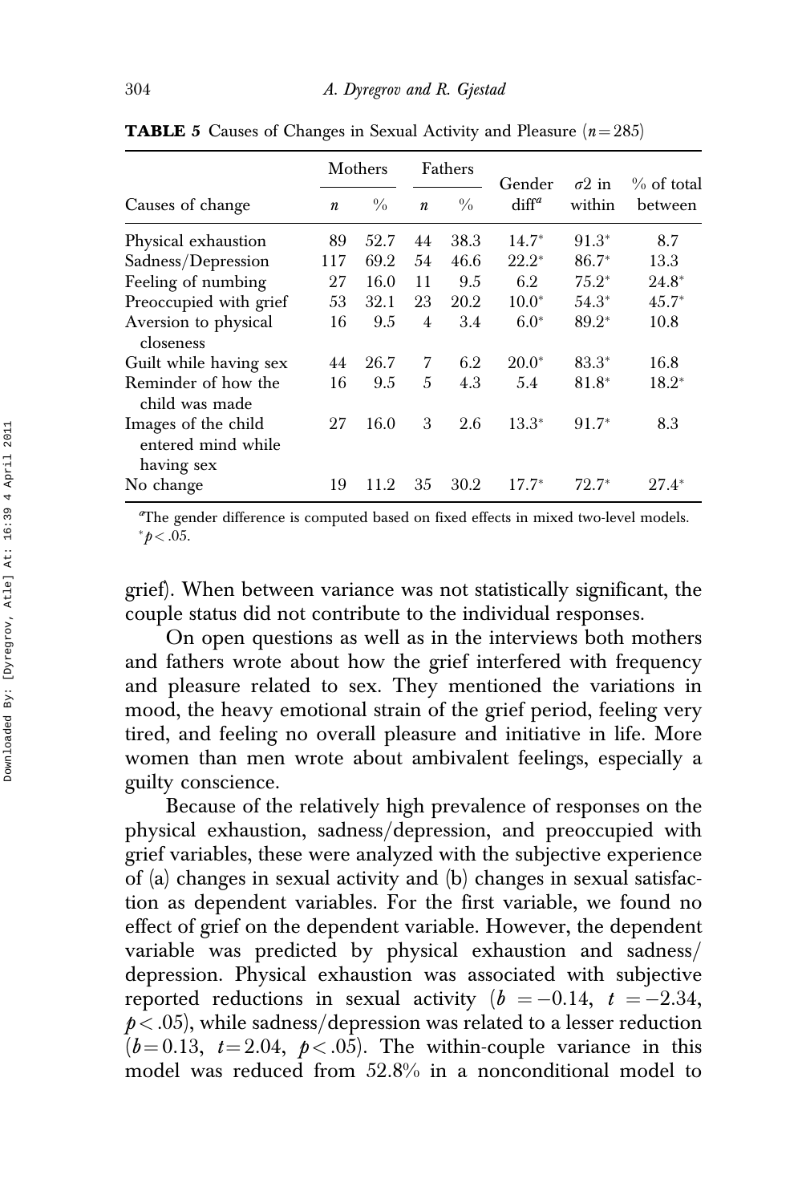**TABLE 5** Causes of Changes in Sexual Activity and Pleasure ($n = 285$)

| Causes of change | Mothers | | Fathers | | Gender diff[a] | $\sigma 2$ in within | % of total between |
|---|---|---|---|---|---|---|---|
| | $n$ | % | $n$ | % | | | |
| Physical exhaustion | 89 | 52.7 | 44 | 38.3 | 14.7* | 91.3* | 8.7 |
| Sadness/Depression | 117 | 69.2 | 54 | 46.6 | 22.2* | 86.7* | 13.3 |
| Feeling of numbing | 27 | 16.0 | 11 | 9.5 | 6.2 | 75.2* | 24.8* |
| Preoccupied with grief | 53 | 32.1 | 23 | 20.2 | 10.0* | 54.3* | 45.7* |
| Aversion to physical closeness | 16 | 9.5 | 4 | 3.4 | 6.0* | 89.2* | 10.8 |
| Guilt while having sex | 44 | 26.7 | 7 | 6.2 | 20.0* | 83.3* | 16.8 |
| Reminder of how the child was made | 16 | 9.5 | 5 | 4.3 | 5.4 | 81.8* | 18.2* |
| Images of the child entered mind while having sex | 27 | 16.0 | 3 | 2.6 | 13.3* | 91.7* | 8.3 |
| No change | 19 | 11.2 | 35 | 30.2 | 17.7* | 72.7* | 27.4* |

[a]The gender difference is computed based on fixed effects in mixed two-level models.
*$p < .05$.

grief). When between variance was not statistically significant, the couple status did not contribute to the individual responses.

On open questions as well as in the interviews both mothers and fathers wrote about how the grief interfered with frequency and pleasure related to sex. They mentioned the variations in mood, the heavy emotional strain of the grief period, feeling very tired, and feeling no overall pleasure and initiative in life. More women than men wrote about ambivalent feelings, especially a guilty conscience.

Because of the relatively high prevalence of responses on the physical exhaustion, sadness/depression, and preoccupied with grief variables, these were analyzed with the subjective experience of (a) changes in sexual activity and (b) changes in sexual satisfaction as dependent variables. For the first variable, we found no effect of grief on the dependent variable. However, the dependent variable was predicted by physical exhaustion and sadness/depression. Physical exhaustion was associated with subjective reported reductions in sexual activity ($b = -0.14$, $t = -2.34$, $p < .05$), while sadness/depression was related to a lesser reduction ($b = 0.13$, $t = 2.04$, $p < .05$). The within-couple variance in this model was reduced from 52.8% in a nonconditional model to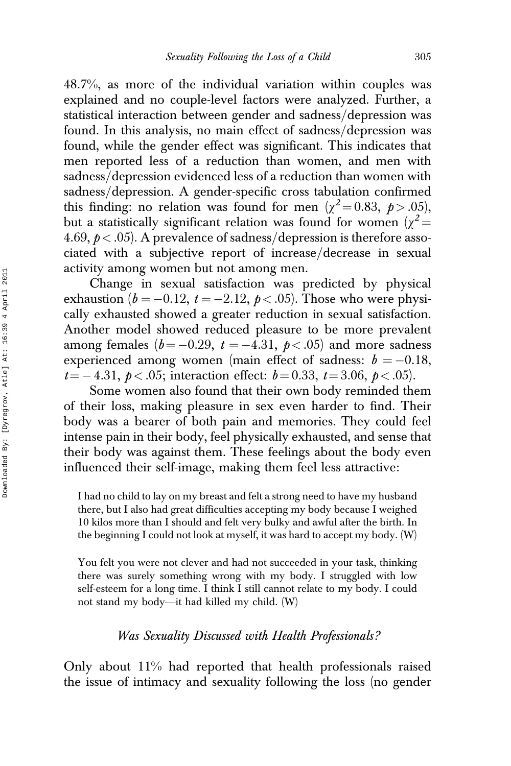48.7%, as more of the individual variation within couples was explained and no couple-level factors were analyzed. Further, a statistical interaction between gender and sadness/depression was found. In this analysis, no main effect of sadness/depression was found, while the gender effect was significant. This indicates that men reported less of a reduction than women, and men with sadness/depression evidenced less of a reduction than women with sadness/depression. A gender-specific cross tabulation confirmed this finding: no relation was found for men ($\chi^2 = 0.83$, $p > .05$), but a statistically significant relation was found for women ($\chi^2 = 4.69$, $p < .05$). A prevalence of sadness/depression is therefore associated with a subjective report of increase/decrease in sexual activity among women but not among men.

Change in sexual satisfaction was predicted by physical exhaustion ($b = -0.12$, $t = -2.12$, $p < .05$). Those who were physically exhausted showed a greater reduction in sexual satisfaction. Another model showed reduced pleasure to be more prevalent among females ($b = -0.29$, $t = -4.31$, $p < .05$) and more sadness experienced among women (main effect of sadness: $b = -0.18$, $t = -4.31$, $p < .05$; interaction effect: $b = 0.33$, $t = 3.06$, $p < .05$).

Some women also found that their own body reminded them of their loss, making pleasure in sex even harder to find. Their body was a bearer of both pain and memories. They could feel intense pain in their body, feel physically exhausted, and sense that their body was against them. These feelings about the body even influenced their self-image, making them feel less attractive:

> I had no child to lay on my breast and felt a strong need to have my husband there, but I also had great difficulties accepting my body because I weighed 10 kilos more than I should and felt very bulky and awful after the birth. In the beginning I could not look at myself, it was hard to accept my body. (W)

> You felt you were not clever and had not succeeded in your task, thinking there was surely something wrong with my body. I struggled with low self-esteem for a long time. I think I still cannot relate to my body. I could not stand my body—it had killed my child. (W)

### *Was Sexuality Discussed with Health Professionals?*

Only about 11% had reported that health professionals raised the issue of intimacy and sexuality following the loss (no gender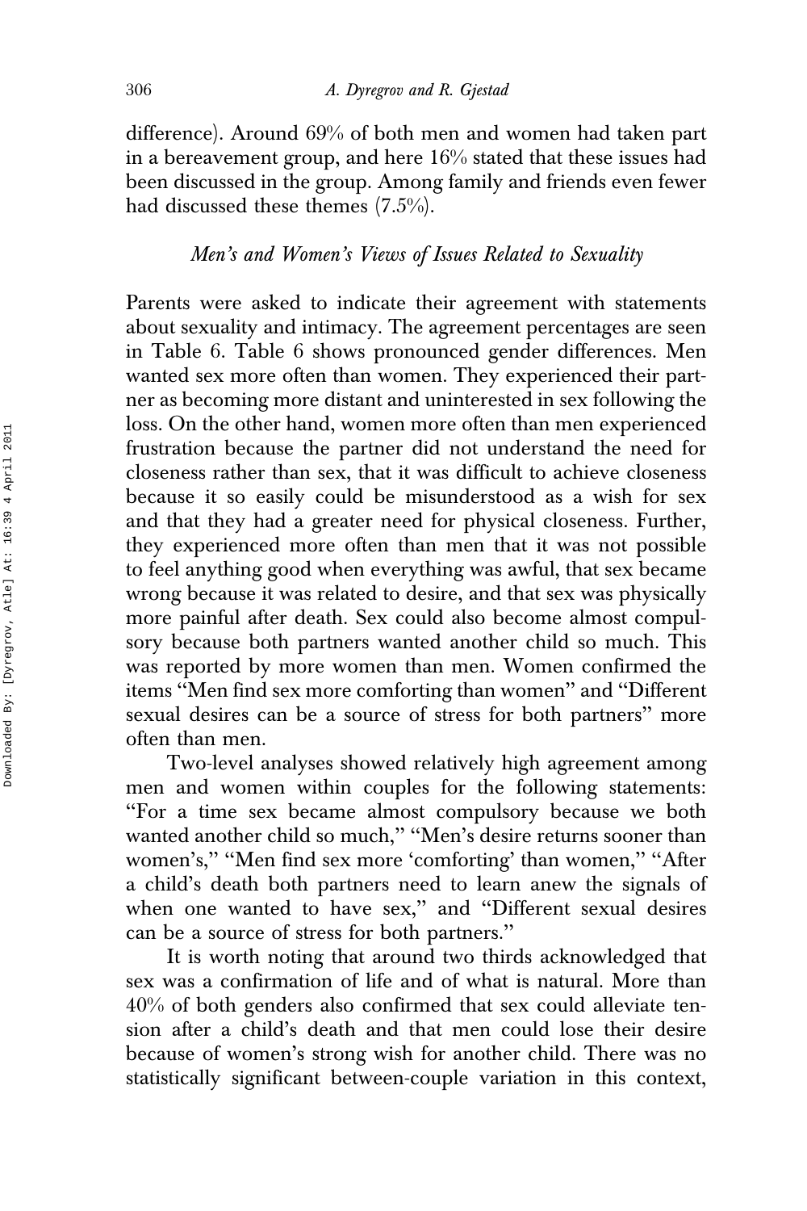difference). Around 69% of both men and women had taken part in a bereavement group, and here 16% stated that these issues had been discussed in the group. Among family and friends even fewer had discussed these themes (7.5%).

### *Men's and Women's Views of Issues Related to Sexuality*

Parents were asked to indicate their agreement with statements about sexuality and intimacy. The agreement percentages are seen in Table 6. Table 6 shows pronounced gender differences. Men wanted sex more often than women. They experienced their partner as becoming more distant and uninterested in sex following the loss. On the other hand, women more often than men experienced frustration because the partner did not understand the need for closeness rather than sex, that it was difficult to achieve closeness because it so easily could be misunderstood as a wish for sex and that they had a greater need for physical closeness. Further, they experienced more often than men that it was not possible to feel anything good when everything was awful, that sex became wrong because it was related to desire, and that sex was physically more painful after death. Sex could also become almost compulsory because both partners wanted another child so much. This was reported by more women than men. Women confirmed the items "Men find sex more comforting than women" and "Different sexual desires can be a source of stress for both partners" more often than men.

Two-level analyses showed relatively high agreement among men and women within couples for the following statements: "For a time sex became almost compulsory because we both wanted another child so much," "Men's desire returns sooner than women's," "Men find sex more 'comforting' than women," "After a child's death both partners need to learn anew the signals of when one wanted to have sex," and "Different sexual desires can be a source of stress for both partners."

It is worth noting that around two thirds acknowledged that sex was a confirmation of life and of what is natural. More than 40% of both genders also confirmed that sex could alleviate tension after a child's death and that men could lose their desire because of women's strong wish for another child. There was no statistically significant between-couple variation in this context,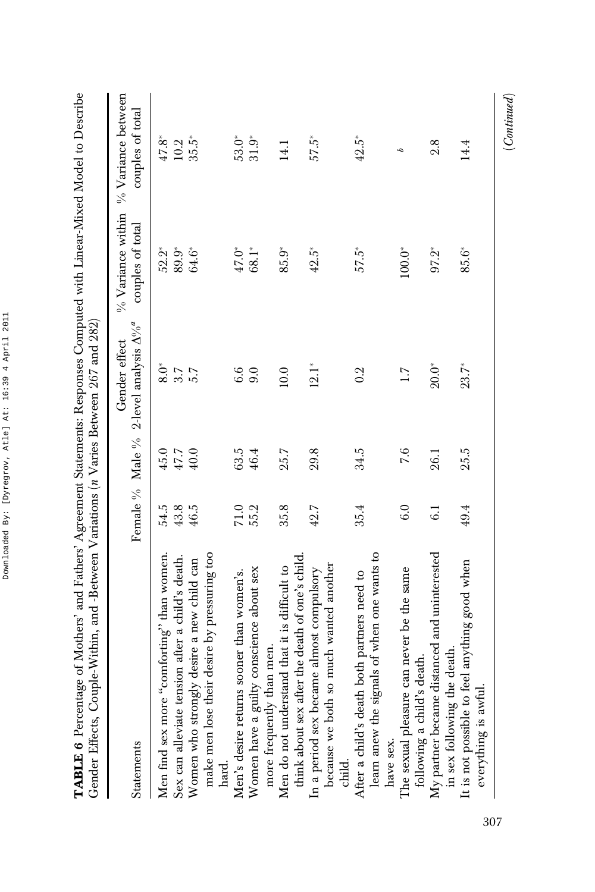**TABLE 6** Percentage of Mothers' and Fathers' Agreement Statements: Responses Computed with Linear-Mixed Model to Describe Gender Effects, Couple-Within, and -Between Variations (*n* Varies Between 267 and 282)

| Statements | Female % | Male % | Gender effect 2-level analysis Δ%[a] | % Variance within couples of total | % Variance between couples of total |
|---|---|---|---|---|---|
| Men find sex more "comforting" than women. | 54.5 | 45.0 | 8.0* | 52.2* | 47.8* |
| Sex can alleviate tension after a child's death. | 43.8 | 47.7 | 3.7 | 89.9* | 10.2 |
| Women who strongly desire a new child can make men lose their desire by pressuring too hard. | 46.5 | 40.0 | 5.7 | 64.6* | 35.5* |
| Men's desire returns sooner than women's. | 71.0 | 63.5 | 6.6 | 47.0* | 53.0* |
| Women have a guilty conscience about sex more frequently than men. | 55.2 | 46.4 | 9.0 | 68.1* | 31.9* |
| Men do not understand that it is difficult to think about sex after the death of one's child. | 35.8 | 25.7 | 10.0 | 85.9* | 14.1 |
| In a period sex became almost compulsory because we both so much wanted another child. | 42.7 | 29.8 | 12.1* | 42.5* | 57.5* |
| After a child's death both partners need to learn anew the signals of when one wants to have sex. | 35.4 | 34.5 | 0.2 | 57.5* | 42.5* |
| The sexual pleasure can never be the same following a child's death. | 6.0 | 7.6 | 1.7 | 100.0* | [b] |
| My partner became distanced and uninterested in sex following the death. | 6.1 | 26.1 | 20.0* | 97.2* | 2.8 |
| It is not possible to feel anything good when everything is awful. | 49.4 | 25.5 | 23.7* | 85.6* | 14.4 |

(*Continued*)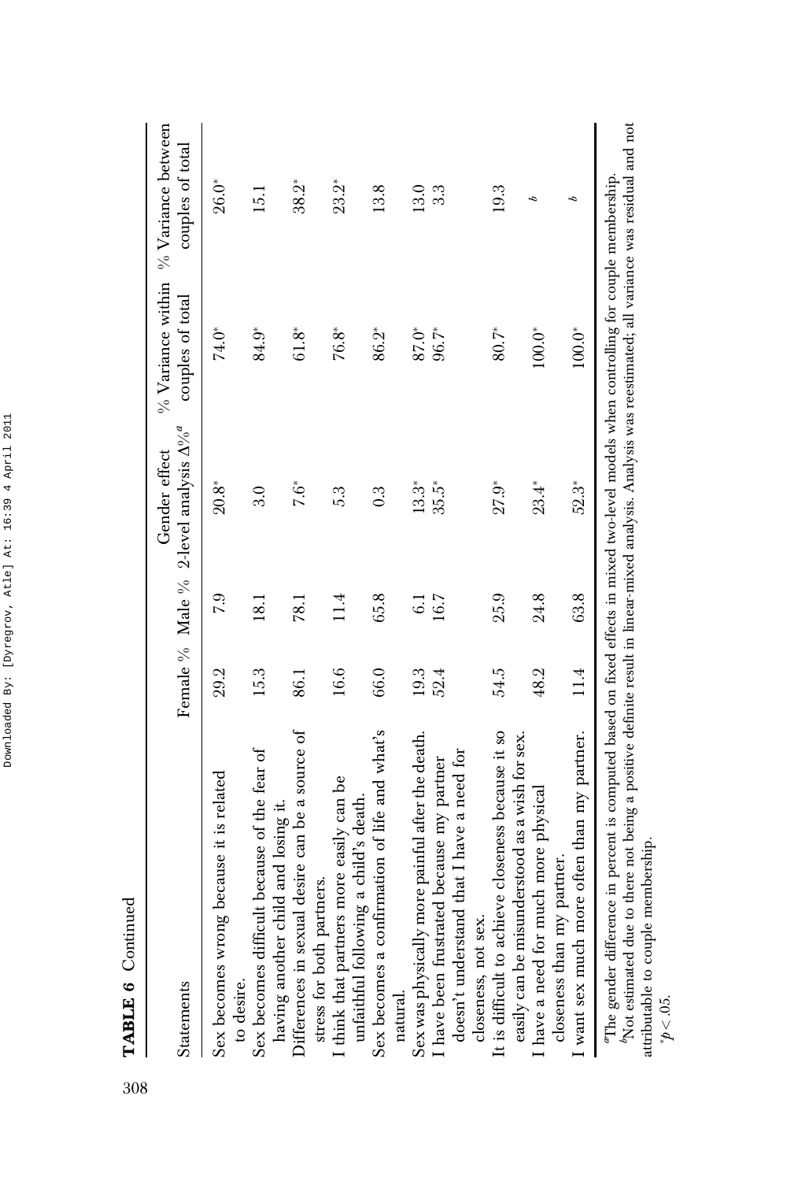**TABLE 6** Continued

| Statements | Female % | Male % | Gender effect 2-level analysis Δ%[a] | % Variance within couples of total | % Variance between couples of total |
|---|---|---|---|---|---|
| Sex becomes wrong because it is related to desire. | 29.2 | 7.9 | 20.8* | 74.0* | 26.0* |
| Sex becomes difficult because of the fear of having another child and losing it. | 15.3 | 18.1 | 3.0 | 84.9* | 15.1 |
| Differences in sexual desire can be a source of stress for both partners. | 86.1 | 78.1 | 7.6* | 61.8* | 38.2* |
| I think that partners more easily can be unfaithful following a child's death. | 16.6 | 11.4 | 5.3 | 76.8* | 23.2* |
| Sex becomes a confirmation of life and what's natural. | 66.0 | 65.8 | 0.3 | 86.2* | 13.8 |
| Sex was physically more painful after the death. | 19.3 | 6.1 | 13.3* | 87.0* | 13.0 |
| I have been frustrated because my partner doesn't understand that I have a need for closeness, not sex. | 52.4 | 16.7 | 35.5* | 96.7* | 3.3 |
| It is difficult to achieve closeness because it so easily can be misunderstood as a wish for sex. | 54.5 | 25.9 | 27.9* | 80.7* | 19.3 |
| I have a need for much more physical closeness than my partner. | 48.2 | 24.8 | 23.4* | 100.0* | [b] |
| I want sex much more often than my partner. | 11.4 | 63.8 | 52.3* | 100.0* | [b] |

[a]The gender difference in percent is computed based on fixed effects in mixed two-level models when controlling for couple membership.
[b]Not estimated due to there not being a positive definite result in linear-mixed analysis. Analysis was reestimated; all variance was residual and not attributable to couple membership.
*$p < .05$.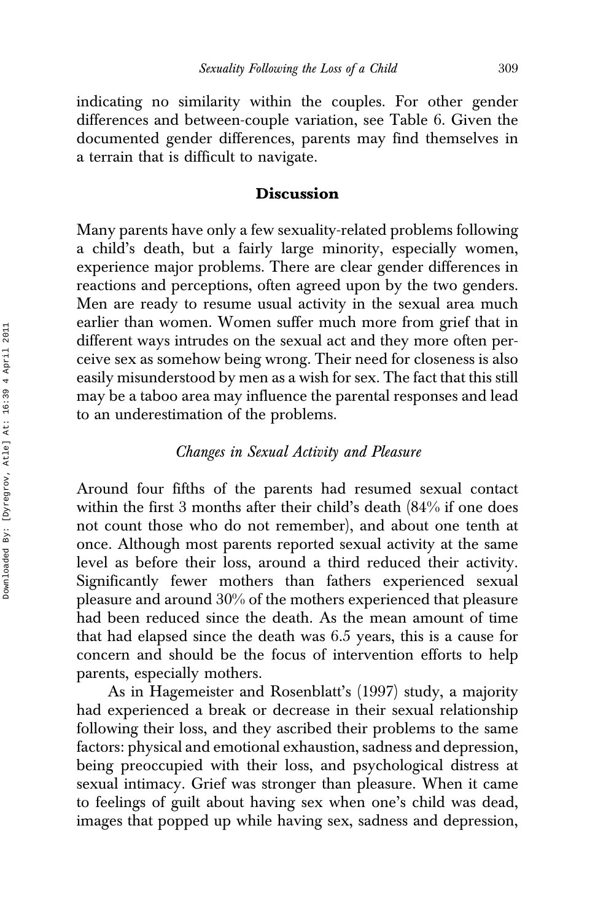indicating no similarity within the couples. For other gender differences and between-couple variation, see Table 6. Given the documented gender differences, parents may find themselves in a terrain that is difficult to navigate.

## Discussion

Many parents have only a few sexuality-related problems following a child's death, but a fairly large minority, especially women, experience major problems. There are clear gender differences in reactions and perceptions, often agreed upon by the two genders. Men are ready to resume usual activity in the sexual area much earlier than women. Women suffer much more from grief that in different ways intrudes on the sexual act and they more often perceive sex as somehow being wrong. Their need for closeness is also easily misunderstood by men as a wish for sex. The fact that this still may be a taboo area may influence the parental responses and lead to an underestimation of the problems.

### *Changes in Sexual Activity and Pleasure*

Around four fifths of the parents had resumed sexual contact within the first 3 months after their child's death (84% if one does not count those who do not remember), and about one tenth at once. Although most parents reported sexual activity at the same level as before their loss, around a third reduced their activity. Significantly fewer mothers than fathers experienced sexual pleasure and around 30% of the mothers experienced that pleasure had been reduced since the death. As the mean amount of time that had elapsed since the death was 6.5 years, this is a cause for concern and should be the focus of intervention efforts to help parents, especially mothers.

As in Hagemeister and Rosenblatt's (1997) study, a majority had experienced a break or decrease in their sexual relationship following their loss, and they ascribed their problems to the same factors: physical and emotional exhaustion, sadness and depression, being preoccupied with their loss, and psychological distress at sexual intimacy. Grief was stronger than pleasure. When it came to feelings of guilt about having sex when one's child was dead, images that popped up while having sex, sadness and depression,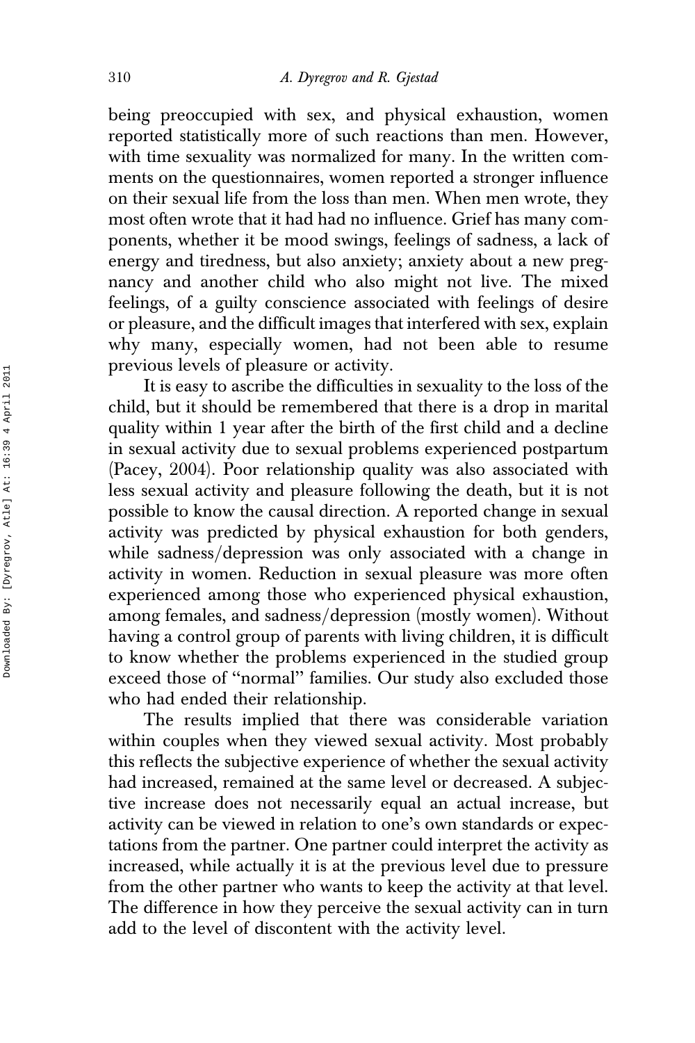being preoccupied with sex, and physical exhaustion, women reported statistically more of such reactions than men. However, with time sexuality was normalized for many. In the written comments on the questionnaires, women reported a stronger influence on their sexual life from the loss than men. When men wrote, they most often wrote that it had had no influence. Grief has many components, whether it be mood swings, feelings of sadness, a lack of energy and tiredness, but also anxiety; anxiety about a new pregnancy and another child who also might not live. The mixed feelings, of a guilty conscience associated with feelings of desire or pleasure, and the difficult images that interfered with sex, explain why many, especially women, had not been able to resume previous levels of pleasure or activity.

It is easy to ascribe the difficulties in sexuality to the loss of the child, but it should be remembered that there is a drop in marital quality within 1 year after the birth of the first child and a decline in sexual activity due to sexual problems experienced postpartum (Pacey, 2004). Poor relationship quality was also associated with less sexual activity and pleasure following the death, but it is not possible to know the causal direction. A reported change in sexual activity was predicted by physical exhaustion for both genders, while sadness/depression was only associated with a change in activity in women. Reduction in sexual pleasure was more often experienced among those who experienced physical exhaustion, among females, and sadness/depression (mostly women). Without having a control group of parents with living children, it is difficult to know whether the problems experienced in the studied group exceed those of "normal" families. Our study also excluded those who had ended their relationship.

The results implied that there was considerable variation within couples when they viewed sexual activity. Most probably this reflects the subjective experience of whether the sexual activity had increased, remained at the same level or decreased. A subjective increase does not necessarily equal an actual increase, but activity can be viewed in relation to one's own standards or expectations from the partner. One partner could interpret the activity as increased, while actually it is at the previous level due to pressure from the other partner who wants to keep the activity at that level. The difference in how they perceive the sexual activity can in turn add to the level of discontent with the activity level.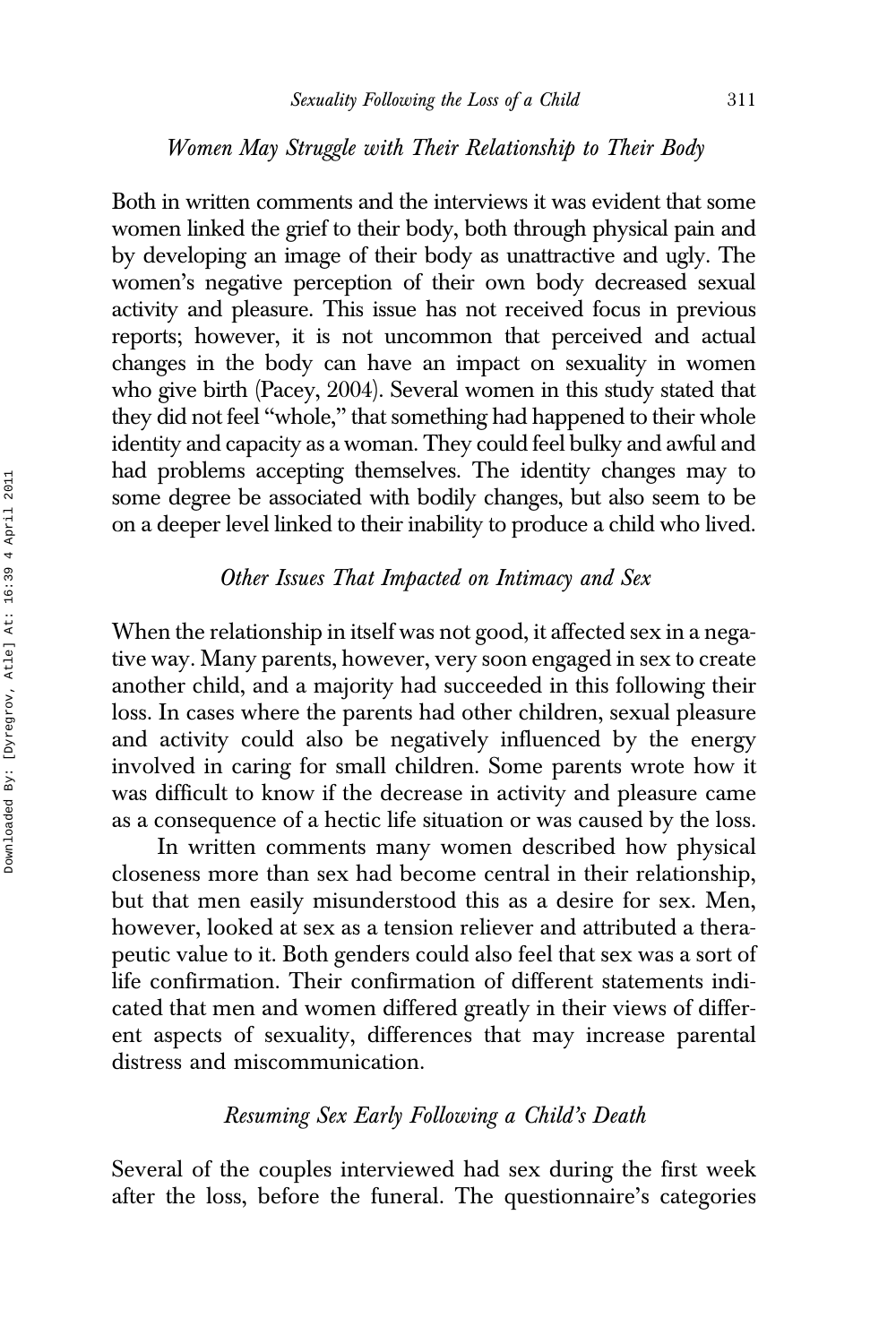### *Women May Struggle with Their Relationship to Their Body*

Both in written comments and the interviews it was evident that some women linked the grief to their body, both through physical pain and by developing an image of their body as unattractive and ugly. The women's negative perception of their own body decreased sexual activity and pleasure. This issue has not received focus in previous reports; however, it is not uncommon that perceived and actual changes in the body can have an impact on sexuality in women who give birth (Pacey, 2004). Several women in this study stated that they did not feel "whole," that something had happened to their whole identity and capacity as a woman. They could feel bulky and awful and had problems accepting themselves. The identity changes may to some degree be associated with bodily changes, but also seem to be on a deeper level linked to their inability to produce a child who lived.

### *Other Issues That Impacted on Intimacy and Sex*

When the relationship in itself was not good, it affected sex in a negative way. Many parents, however, very soon engaged in sex to create another child, and a majority had succeeded in this following their loss. In cases where the parents had other children, sexual pleasure and activity could also be negatively influenced by the energy involved in caring for small children. Some parents wrote how it was difficult to know if the decrease in activity and pleasure came as a consequence of a hectic life situation or was caused by the loss.

In written comments many women described how physical closeness more than sex had become central in their relationship, but that men easily misunderstood this as a desire for sex. Men, however, looked at sex as a tension reliever and attributed a therapeutic value to it. Both genders could also feel that sex was a sort of life confirmation. Their confirmation of different statements indicated that men and women differed greatly in their views of different aspects of sexuality, differences that may increase parental distress and miscommunication.

### *Resuming Sex Early Following a Child's Death*

Several of the couples interviewed had sex during the first week after the loss, before the funeral. The questionnaire's categories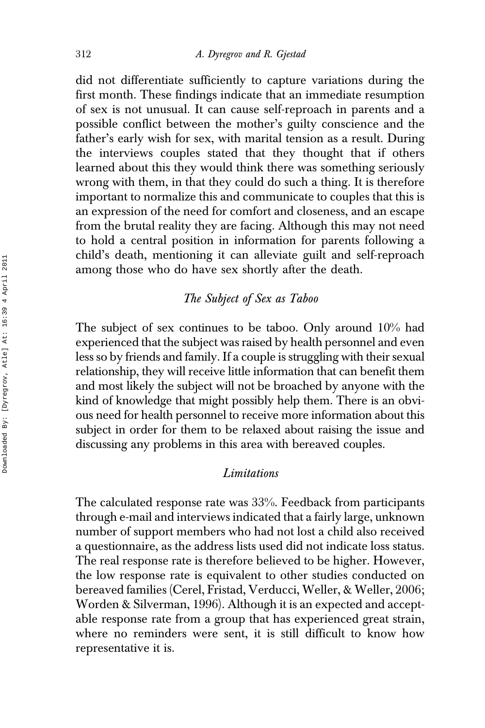did not differentiate sufficiently to capture variations during the first month. These findings indicate that an immediate resumption of sex is not unusual. It can cause self-reproach in parents and a possible conflict between the mother's guilty conscience and the father's early wish for sex, with marital tension as a result. During the interviews couples stated that they thought that if others learned about this they would think there was something seriously wrong with them, in that they could do such a thing. It is therefore important to normalize this and communicate to couples that this is an expression of the need for comfort and closeness, and an escape from the brutal reality they are facing. Although this may not need to hold a central position in information for parents following a child's death, mentioning it can alleviate guilt and self-reproach among those who do have sex shortly after the death.

### *The Subject of Sex as Taboo*

The subject of sex continues to be taboo. Only around 10% had experienced that the subject was raised by health personnel and even less so by friends and family. If a couple is struggling with their sexual relationship, they will receive little information that can benefit them and most likely the subject will not be broached by anyone with the kind of knowledge that might possibly help them. There is an obvious need for health personnel to receive more information about this subject in order for them to be relaxed about raising the issue and discussing any problems in this area with bereaved couples.

### *Limitations*

The calculated response rate was 33%. Feedback from participants through e-mail and interviews indicated that a fairly large, unknown number of support members who had not lost a child also received a questionnaire, as the address lists used did not indicate loss status. The real response rate is therefore believed to be higher. However, the low response rate is equivalent to other studies conducted on bereaved families (Cerel, Fristad, Verducci, Weller, & Weller, 2006; Worden & Silverman, 1996). Although it is an expected and acceptable response rate from a group that has experienced great strain, where no reminders were sent, it is still difficult to know how representative it is.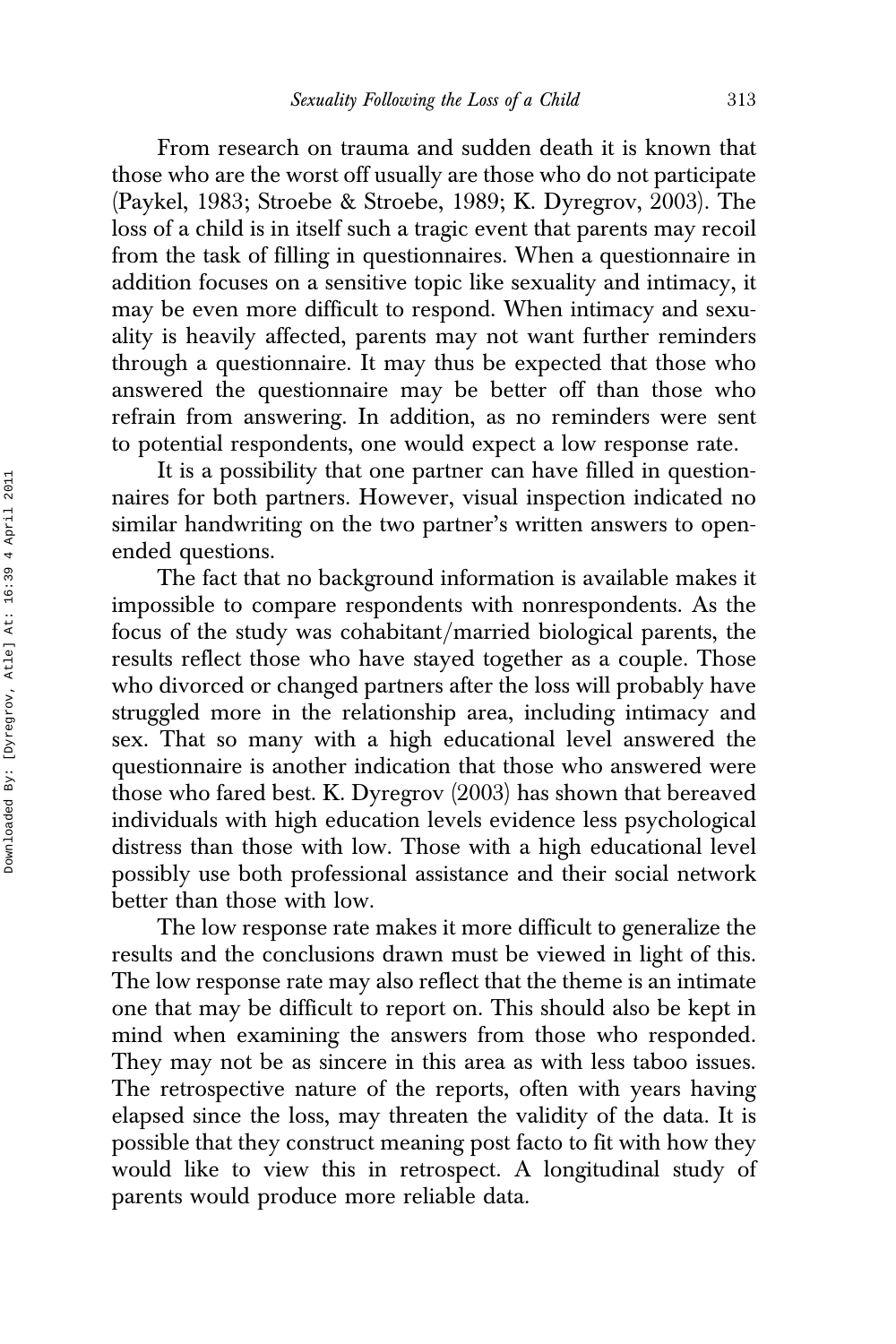From research on trauma and sudden death it is known that those who are the worst off usually are those who do not participate (Paykel, 1983; Stroebe & Stroebe, 1989; K. Dyregrov, 2003). The loss of a child is in itself such a tragic event that parents may recoil from the task of filling in questionnaires. When a questionnaire in addition focuses on a sensitive topic like sexuality and intimacy, it may be even more difficult to respond. When intimacy and sexuality is heavily affected, parents may not want further reminders through a questionnaire. It may thus be expected that those who answered the questionnaire may be better off than those who refrain from answering. In addition, as no reminders were sent to potential respondents, one would expect a low response rate.

It is a possibility that one partner can have filled in questionnaires for both partners. However, visual inspection indicated no similar handwriting on the two partner's written answers to open-ended questions.

The fact that no background information is available makes it impossible to compare respondents with nonrespondents. As the focus of the study was cohabitant/married biological parents, the results reflect those who have stayed together as a couple. Those who divorced or changed partners after the loss will probably have struggled more in the relationship area, including intimacy and sex. That so many with a high educational level answered the questionnaire is another indication that those who answered were those who fared best. K. Dyregrov (2003) has shown that bereaved individuals with high education levels evidence less psychological distress than those with low. Those with a high educational level possibly use both professional assistance and their social network better than those with low.

The low response rate makes it more difficult to generalize the results and the conclusions drawn must be viewed in light of this. The low response rate may also reflect that the theme is an intimate one that may be difficult to report on. This should also be kept in mind when examining the answers from those who responded. They may not be as sincere in this area as with less taboo issues. The retrospective nature of the reports, often with years having elapsed since the loss, may threaten the validity of the data. It is possible that they construct meaning post facto to fit with how they would like to view this in retrospect. A longitudinal study of parents would produce more reliable data.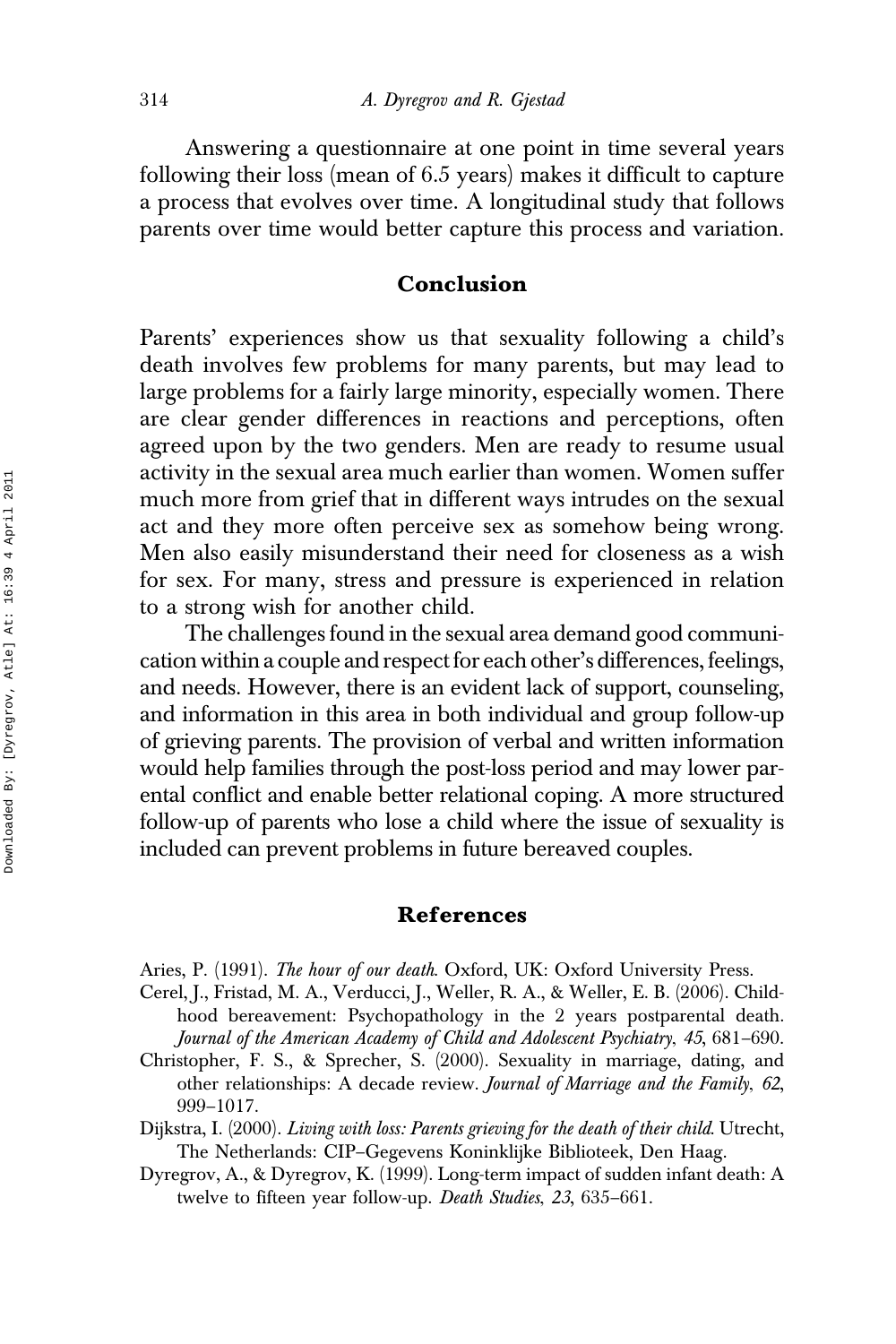Answering a questionnaire at one point in time several years following their loss (mean of 6.5 years) makes it difficult to capture a process that evolves over time. A longitudinal study that follows parents over time would better capture this process and variation.

## Conclusion

Parents' experiences show us that sexuality following a child's death involves few problems for many parents, but may lead to large problems for a fairly large minority, especially women. There are clear gender differences in reactions and perceptions, often agreed upon by the two genders. Men are ready to resume usual activity in the sexual area much earlier than women. Women suffer much more from grief that in different ways intrudes on the sexual act and they more often perceive sex as somehow being wrong. Men also easily misunderstand their need for closeness as a wish for sex. For many, stress and pressure is experienced in relation to a strong wish for another child.

The challenges found in the sexual area demand good communication within a couple and respect for each other's differences, feelings, and needs. However, there is an evident lack of support, counseling, and information in this area in both individual and group follow-up of grieving parents. The provision of verbal and written information would help families through the post-loss period and may lower parental conflict and enable better relational coping. A more structured follow-up of parents who lose a child where the issue of sexuality is included can prevent problems in future bereaved couples.

## References

Aries, P. (1991). *The hour of our death.* Oxford, UK: Oxford University Press.

Cerel, J., Fristad, M. A., Verducci, J., Weller, R. A., & Weller, E. B. (2006). Childhood bereavement: Psychopathology in the 2 years postparental death. *Journal of the American Academy of Child and Adolescent Psychiatry, 45*, 681–690.

Christopher, F. S., & Sprecher, S. (2000). Sexuality in marriage, dating, and other relationships: A decade review. *Journal of Marriage and the Family, 62*, 999–1017.

Dijkstra, I. (2000). *Living with loss: Parents grieving for the death of their child.* Utrecht, The Netherlands: CIP–Gegevens Koninklijke Biblioteek, Den Haag.

Dyregrov, A., & Dyregrov, K. (1999). Long-term impact of sudden infant death: A twelve to fifteen year follow-up. *Death Studies, 23*, 635–661.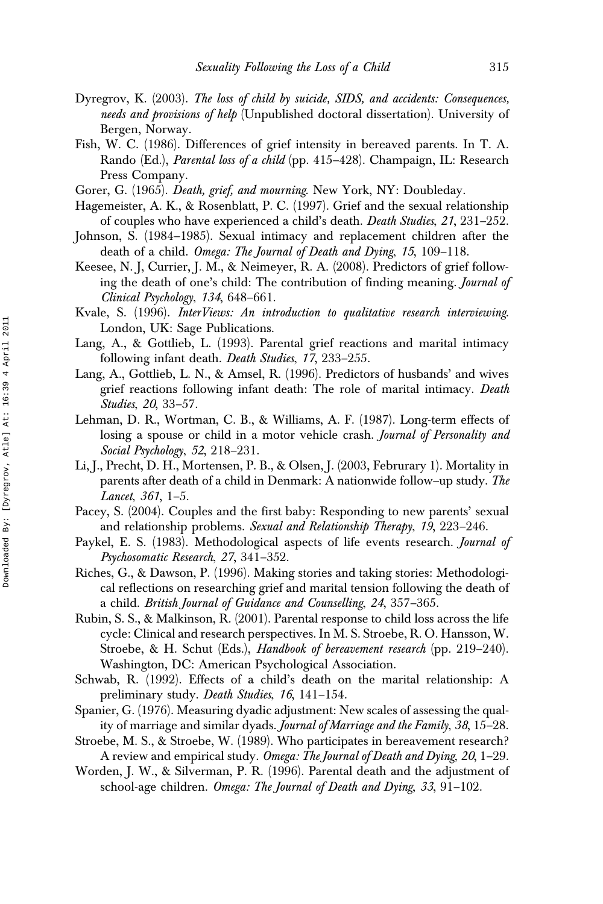Dyregrov, K. (2003). *The loss of child by suicide, SIDS, and accidents: Consequences, needs and provisions of help* (Unpublished doctoral dissertation). University of Bergen, Norway.

Fish, W. C. (1986). Differences of grief intensity in bereaved parents. In T. A. Rando (Ed.), *Parental loss of a child* (pp. 415–428). Champaign, IL: Research Press Company.

Gorer, G. (1965). *Death, grief, and mourning.* New York, NY: Doubleday.

Hagemeister, A. K., & Rosenblatt, P. C. (1997). Grief and the sexual relationship of couples who have experienced a child's death. *Death Studies*, *21*, 231–252.

Johnson, S. (1984–1985). Sexual intimacy and replacement children after the death of a child. *Omega: The Journal of Death and Dying*, *15*, 109–118.

Keesee, N. J, Currier, J. M., & Neimeyer, R. A. (2008). Predictors of grief following the death of one's child: The contribution of finding meaning. *Journal of Clinical Psychology*, *134*, 648–661.

Kvale, S. (1996). *InterViews: An introduction to qualitative research interviewing.* London, UK: Sage Publications.

Lang, A., & Gottlieb, L. (1993). Parental grief reactions and marital intimacy following infant death. *Death Studies*, *17*, 233–255.

Lang, A., Gottlieb, L. N., & Amsel, R. (1996). Predictors of husbands' and wives grief reactions following infant death: The role of marital intimacy. *Death Studies*, *20*, 33–57.

Lehman, D. R., Wortman, C. B., & Williams, A. F. (1987). Long-term effects of losing a spouse or child in a motor vehicle crash. *Journal of Personality and Social Psychology*, *52*, 218–231.

Li, J., Precht, D. H., Mortensen, P. B., & Olsen, J. (2003, Februrary 1). Mortality in parents after death of a child in Denmark: A nationwide follow–up study. *The Lancet*, *361*, 1–5.

Pacey, S. (2004). Couples and the first baby: Responding to new parents' sexual and relationship problems. *Sexual and Relationship Therapy*, *19*, 223–246.

Paykel, E. S. (1983). Methodological aspects of life events research. *Journal of Psychosomatic Research*, *27*, 341–352.

Riches, G., & Dawson, P. (1996). Making stories and taking stories: Methodological reflections on researching grief and marital tension following the death of a child. *British Journal of Guidance and Counselling*, *24*, 357–365.

Rubin, S. S., & Malkinson, R. (2001). Parental response to child loss across the life cycle: Clinical and research perspectives. In M. S. Stroebe, R. O. Hansson, W. Stroebe, & H. Schut (Eds.), *Handbook of bereavement research* (pp. 219–240). Washington, DC: American Psychological Association.

Schwab, R. (1992). Effects of a child's death on the marital relationship: A preliminary study. *Death Studies*, *16*, 141–154.

Spanier, G. (1976). Measuring dyadic adjustment: New scales of assessing the quality of marriage and similar dyads. *Journal of Marriage and the Family*, *38*, 15–28.

Stroebe, M. S., & Stroebe, W. (1989). Who participates in bereavement research? A review and empirical study. *Omega: The Journal of Death and Dying*, *20*, 1–29.

Worden, J. W., & Silverman, P. R. (1996). Parental death and the adjustment of school-age children. *Omega: The Journal of Death and Dying*, *33*, 91–102.